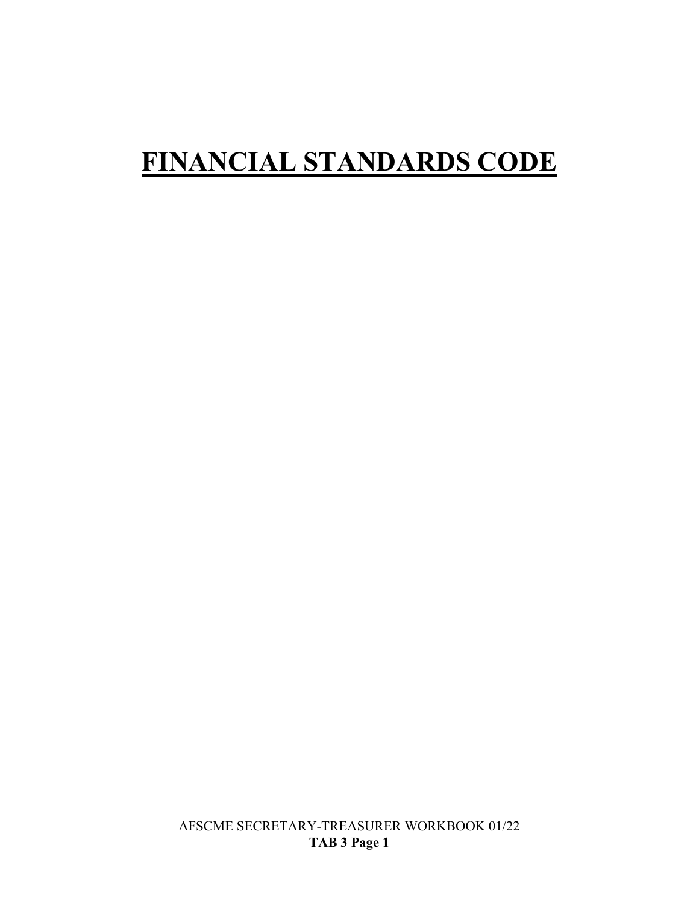# FINANCIAL STANDARDS CODE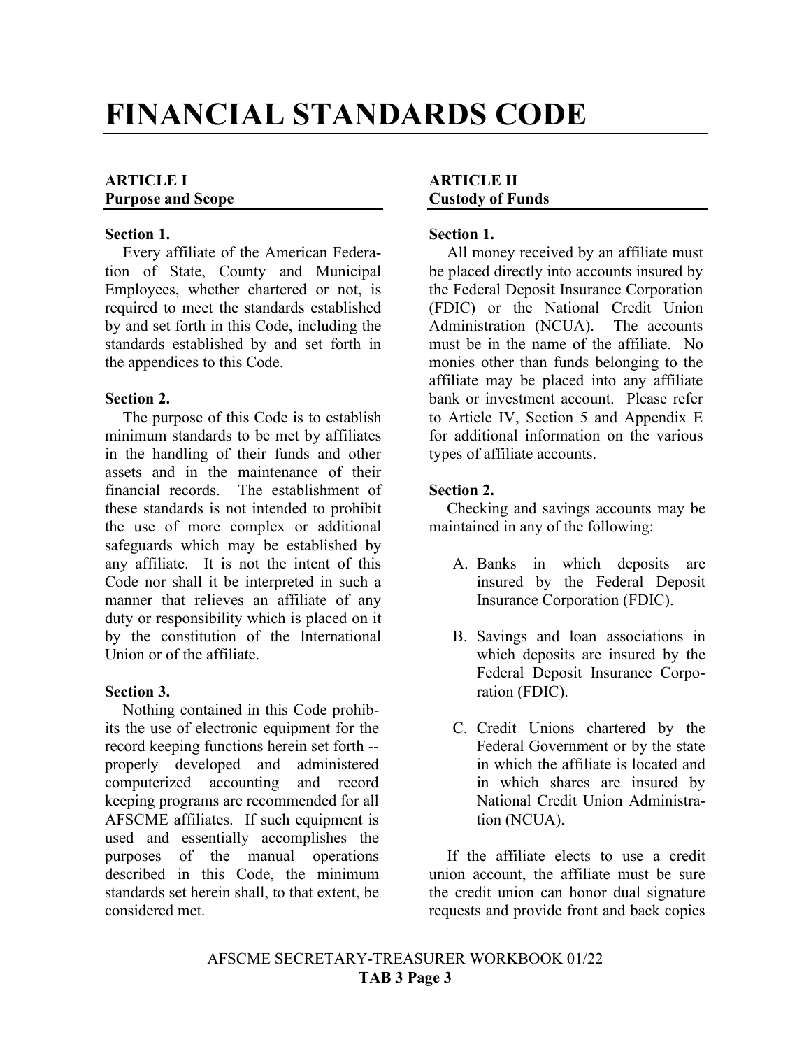# FINANCIAL STANDARDS CODE

## ARTICLE I
## Purpose and Scope

### Section 1.

Every affiliate of the American Federation of State, County and Municipal Employees, whether chartered or not, is required to meet the standards established by and set forth in this Code, including the standards established by and set forth in the appendices to this Code.

### Section 2.

The purpose of this Code is to establish minimum standards to be met by affiliates in the handling of their funds and other assets and in the maintenance of their financial records. The establishment of these standards is not intended to prohibit the use of more complex or additional safeguards which may be established by any affiliate. It is not the intent of this Code nor shall it be interpreted in such a manner that relieves an affiliate of any duty or responsibility which is placed on it by the constitution of the International Union or of the affiliate.

### Section 3.

Nothing contained in this Code prohibits the use of electronic equipment for the record keeping functions herein set forth -- properly developed and administered computerized accounting and record keeping programs are recommended for all AFSCME affiliates. If such equipment is used and essentially accomplishes the purposes of the manual operations described in this Code, the minimum standards set herein shall, to that extent, be considered met.

## ARTICLE II
## Custody of Funds

### Section 1.

All money received by an affiliate must be placed directly into accounts insured by the Federal Deposit Insurance Corporation (FDIC) or the National Credit Union Administration (NCUA). The accounts must be in the name of the affiliate. No monies other than funds belonging to the affiliate may be placed into any affiliate bank or investment account. Please refer to Article IV, Section 5 and Appendix E for additional information on the various types of affiliate accounts.

### Section 2.

Checking and savings accounts may be maintained in any of the following:

A. Banks in which deposits are insured by the Federal Deposit Insurance Corporation (FDIC).

B. Savings and loan associations in which deposits are insured by the Federal Deposit Insurance Corporation (FDIC).

C. Credit Unions chartered by the Federal Government or by the state in which the affiliate is located and in which shares are insured by National Credit Union Administration (NCUA).

If the affiliate elects to use a credit union account, the affiliate must be sure the credit union can honor dual signature requests and provide front and back copies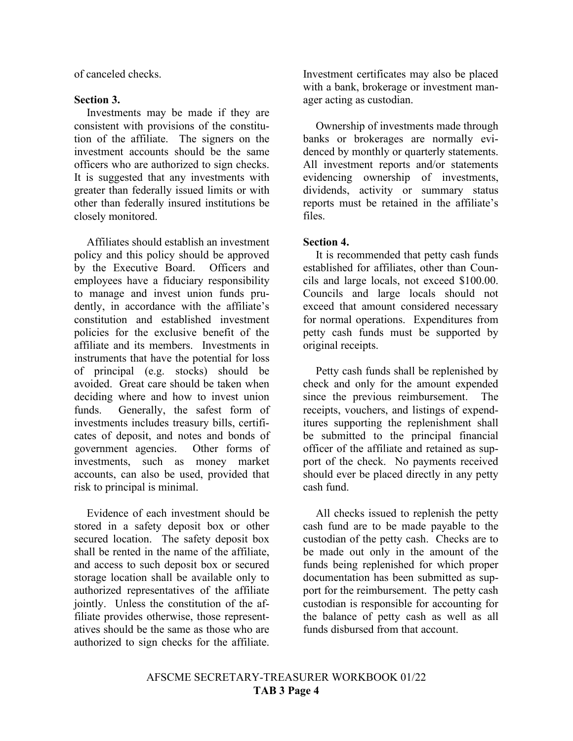of canceled checks.

**Section 3.**

Investments may be made if they are consistent with provisions of the constitution of the affiliate. The signers on the investment accounts should be the same officers who are authorized to sign checks. It is suggested that any investments with greater than federally issued limits or with other than federally insured institutions be closely monitored.

Affiliates should establish an investment policy and this policy should be approved by the Executive Board. Officers and employees have a fiduciary responsibility to manage and invest union funds prudently, in accordance with the affiliate's constitution and established investment policies for the exclusive benefit of the affiliate and its members. Investments in instruments that have the potential for loss of principal (e.g. stocks) should be avoided. Great care should be taken when deciding where and how to invest union funds. Generally, the safest form of investments includes treasury bills, certificates of deposit, and notes and bonds of government agencies. Other forms of investments, such as money market accounts, can also be used, provided that risk to principal is minimal.

Evidence of each investment should be stored in a safety deposit box or other secured location. The safety deposit box shall be rented in the name of the affiliate, and access to such deposit box or secured storage location shall be available only to authorized representatives of the affiliate jointly. Unless the constitution of the affiliate provides otherwise, those representatives should be the same as those who are authorized to sign checks for the affiliate. Investment certificates may also be placed with a bank, brokerage or investment manager acting as custodian.

Ownership of investments made through banks or brokerages are normally evidenced by monthly or quarterly statements. All investment reports and/or statements evidencing ownership of investments, dividends, activity or summary status reports must be retained in the affiliate's files.

**Section 4.**

It is recommended that petty cash funds established for affiliates, other than Councils and large locals, not exceed $100.00. Councils and large locals should not exceed that amount considered necessary for normal operations. Expenditures from petty cash funds must be supported by original receipts.

Petty cash funds shall be replenished by check and only for the amount expended since the previous reimbursement. The receipts, vouchers, and listings of expenditures supporting the replenishment shall be submitted to the principal financial officer of the affiliate and retained as support of the check. No payments received should ever be placed directly in any petty cash fund.

All checks issued to replenish the petty cash fund are to be made payable to the custodian of the petty cash. Checks are to be made out only in the amount of the funds being replenished for which proper documentation has been submitted as support for the reimbursement. The petty cash custodian is responsible for accounting for the balance of petty cash as well as all funds disbursed from that account.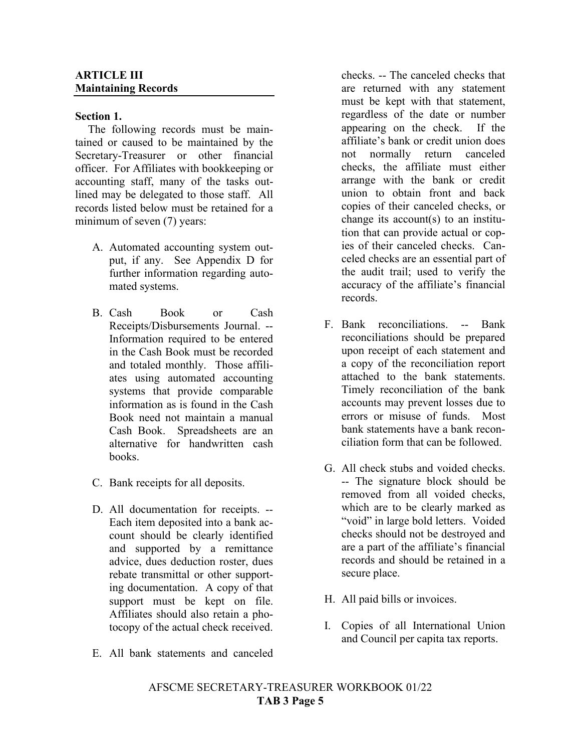**ARTICLE III**
**Maintaining Records**

**Section 1.**

The following records must be maintained or caused to be maintained by the Secretary-Treasurer or other financial officer. For Affiliates with bookkeeping or accounting staff, many of the tasks outlined may be delegated to those staff. All records listed below must be retained for a minimum of seven (7) years:

A. Automated accounting system output, if any. See Appendix D for further information regarding automated systems.

B. Cash Book or Cash Receipts/Disbursements Journal. -- Information required to be entered in the Cash Book must be recorded and totaled monthly. Those affiliates using automated accounting systems that provide comparable information as is found in the Cash Book need not maintain a manual Cash Book. Spreadsheets are an alternative for handwritten cash books.

C. Bank receipts for all deposits.

D. All documentation for receipts. -- Each item deposited into a bank account should be clearly identified and supported by a remittance advice, dues deduction roster, dues rebate transmittal or other supporting documentation. A copy of that support must be kept on file. Affiliates should also retain a photocopy of the actual check received.

E. All bank statements and canceled checks. -- The canceled checks that are returned with any statement must be kept with that statement, regardless of the date or number appearing on the check. If the affiliate's bank or credit union does not normally return canceled checks, the affiliate must either arrange with the bank or credit union to obtain front and back copies of their canceled checks, or change its account(s) to an institution that can provide actual or copies of their canceled checks. Canceled checks are an essential part of the audit trail; used to verify the accuracy of the affiliate's financial records.

F. Bank reconciliations. -- Bank reconciliations should be prepared upon receipt of each statement and a copy of the reconciliation report attached to the bank statements. Timely reconciliation of the bank accounts may prevent losses due to errors or misuse of funds. Most bank statements have a bank reconciliation form that can be followed.

G. All check stubs and voided checks. -- The signature block should be removed from all voided checks, which are to be clearly marked as "void" in large bold letters. Voided checks should not be destroyed and are a part of the affiliate's financial records and should be retained in a secure place.

H. All paid bills or invoices.

I. Copies of all International Union and Council per capita tax reports.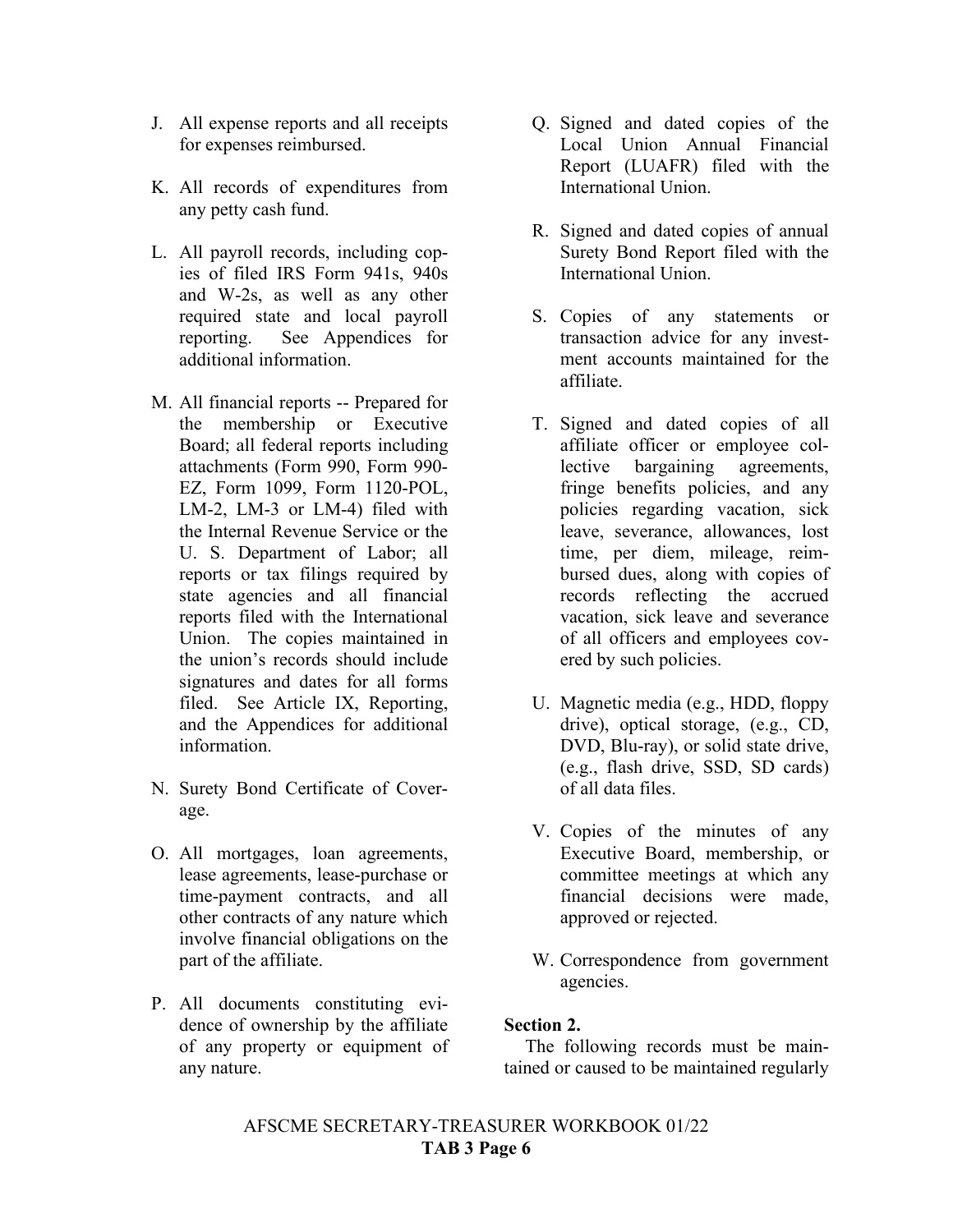J. All expense reports and all receipts for expenses reimbursed.

K. All records of expenditures from any petty cash fund.

L. All payroll records, including copies of filed IRS Form 941s, 940s and W-2s, as well as any other required state and local payroll reporting. See Appendices for additional information.

M. All financial reports -- Prepared for the membership or Executive Board; all federal reports including attachments (Form 990, Form 990-EZ, Form 1099, Form 1120-POL, LM-2, LM-3 or LM-4) filed with the Internal Revenue Service or the U. S. Department of Labor; all reports or tax filings required by state agencies and all financial reports filed with the International Union. The copies maintained in the union's records should include signatures and dates for all forms filed. See Article IX, Reporting, and the Appendices for additional information.

N. Surety Bond Certificate of Coverage.

O. All mortgages, loan agreements, lease agreements, lease-purchase or time-payment contracts, and all other contracts of any nature which involve financial obligations on the part of the affiliate.

P. All documents constituting evidence of ownership by the affiliate of any property or equipment of any nature.

Q. Signed and dated copies of the Local Union Annual Financial Report (LUAFR) filed with the International Union.

R. Signed and dated copies of annual Surety Bond Report filed with the International Union.

S. Copies of any statements or transaction advice for any investment accounts maintained for the affiliate.

T. Signed and dated copies of all affiliate officer or employee collective bargaining agreements, fringe benefits policies, and any policies regarding vacation, sick leave, severance, allowances, lost time, per diem, mileage, reimbursed dues, along with copies of records reflecting the accrued vacation, sick leave and severance of all officers and employees covered by such policies.

U. Magnetic media (e.g., HDD, floppy drive), optical storage, (e.g., CD, DVD, Blu-ray), or solid state drive, (e.g., flash drive, SSD, SD cards) of all data files.

V. Copies of the minutes of any Executive Board, membership, or committee meetings at which any financial decisions were made, approved or rejected.

W. Correspondence from government agencies.

**Section 2.**

The following records must be maintained or caused to be maintained regularly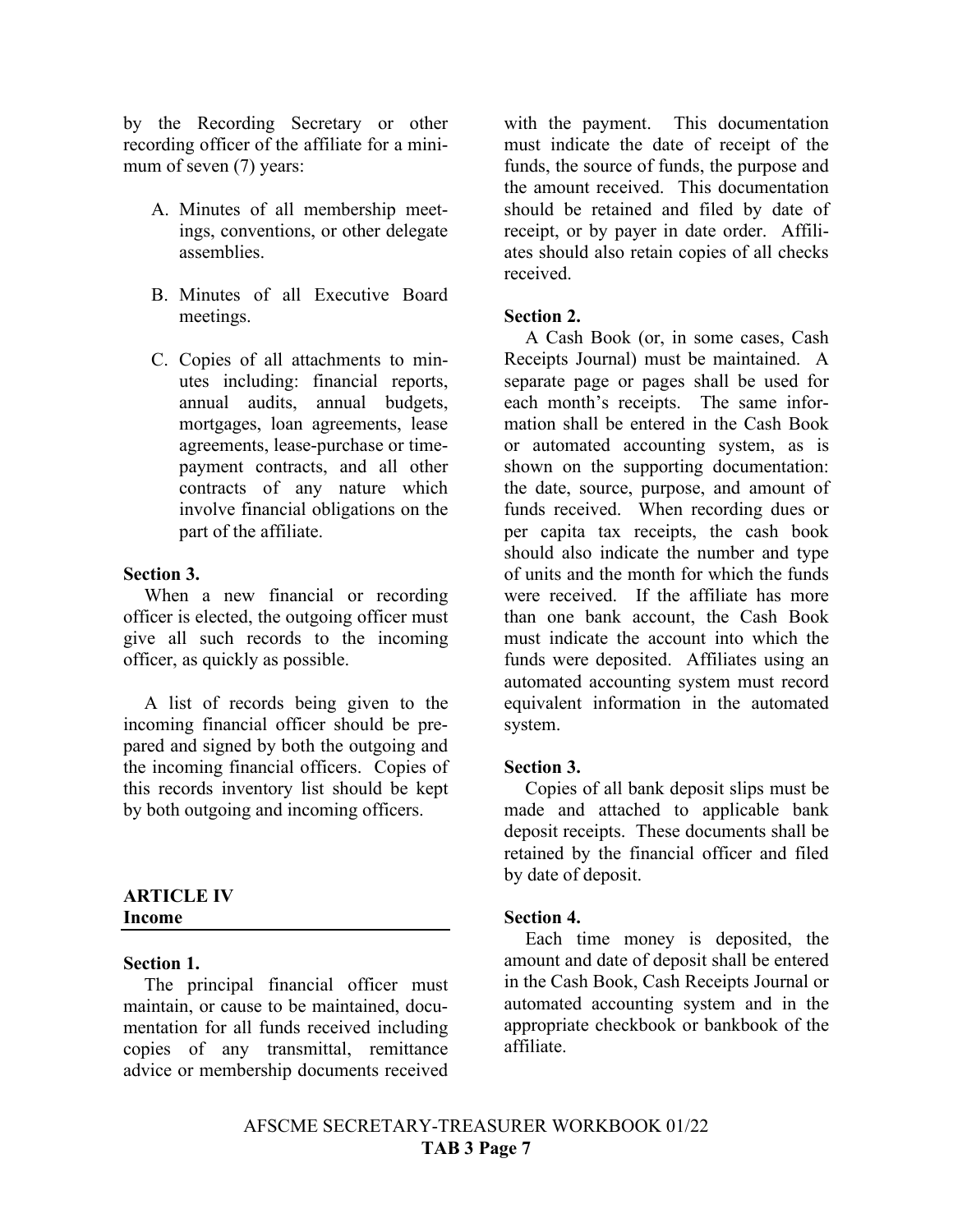by the Recording Secretary or other recording officer of the affiliate for a minimum of seven (7) years:

A. Minutes of all membership meetings, conventions, or other delegate assemblies.

B. Minutes of all Executive Board meetings.

C. Copies of all attachments to minutes including: financial reports, annual audits, annual budgets, mortgages, loan agreements, lease agreements, lease-purchase or time-payment contracts, and all other contracts of any nature which involve financial obligations on the part of the affiliate.

**Section 3.**

When a new financial or recording officer is elected, the outgoing officer must give all such records to the incoming officer, as quickly as possible.

A list of records being given to the incoming financial officer should be prepared and signed by both the outgoing and the incoming financial officers. Copies of this records inventory list should be kept by both outgoing and incoming officers.

## ARTICLE IV
## Income

**Section 1.**

The principal financial officer must maintain, or cause to be maintained, documentation for all funds received including copies of any transmittal, remittance advice or membership documents received with the payment. This documentation must indicate the date of receipt of the funds, the source of funds, the purpose and the amount received. This documentation should be retained and filed by date of receipt, or by payer in date order. Affiliates should also retain copies of all checks received.

**Section 2.**

A Cash Book (or, in some cases, Cash Receipts Journal) must be maintained. A separate page or pages shall be used for each month's receipts. The same information shall be entered in the Cash Book or automated accounting system, as is shown on the supporting documentation: the date, source, purpose, and amount of funds received. When recording dues or per capita tax receipts, the cash book should also indicate the number and type of units and the month for which the funds were received. If the affiliate has more than one bank account, the Cash Book must indicate the account into which the funds were deposited. Affiliates using an automated accounting system must record equivalent information in the automated system.

**Section 3.**

Copies of all bank deposit slips must be made and attached to applicable bank deposit receipts. These documents shall be retained by the financial officer and filed by date of deposit.

**Section 4.**

Each time money is deposited, the amount and date of deposit shall be entered in the Cash Book, Cash Receipts Journal or automated accounting system and in the appropriate checkbook or bankbook of the affiliate.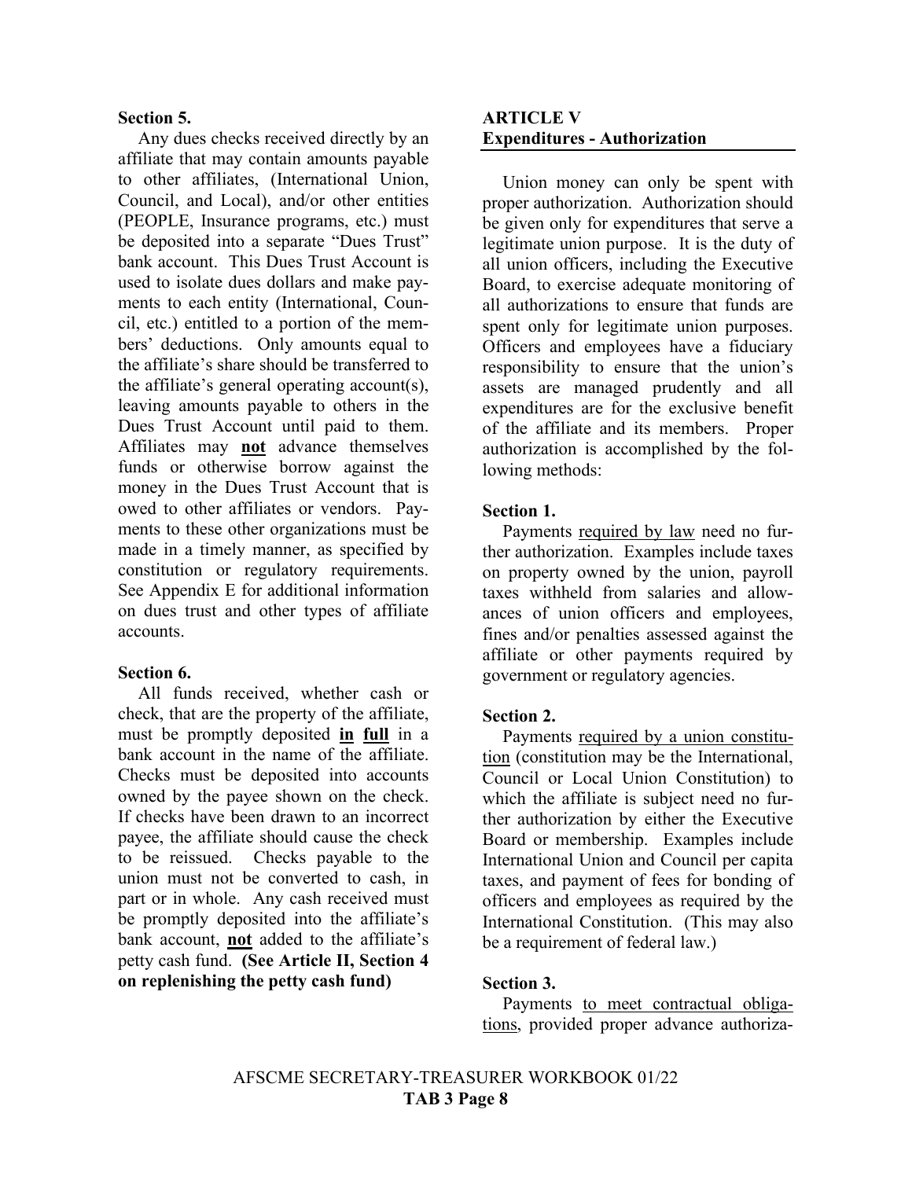**Section 5.**

Any dues checks received directly by an affiliate that may contain amounts payable to other affiliates, (International Union, Council, and Local), and/or other entities (PEOPLE, Insurance programs, etc.) must be deposited into a separate "Dues Trust" bank account. This Dues Trust Account is used to isolate dues dollars and make payments to each entity (International, Council, etc.) entitled to a portion of the members' deductions. Only amounts equal to the affiliate's share should be transferred to the affiliate's general operating account(s), leaving amounts payable to others in the Dues Trust Account until paid to them. Affiliates may **not** advance themselves funds or otherwise borrow against the money in the Dues Trust Account that is owed to other affiliates or vendors. Payments to these other organizations must be made in a timely manner, as specified by constitution or regulatory requirements. See Appendix E for additional information on dues trust and other types of affiliate accounts.

**Section 6.**

All funds received, whether cash or check, that are the property of the affiliate, must be promptly deposited **in full** in a bank account in the name of the affiliate. Checks must be deposited into accounts owned by the payee shown on the check. If checks have been drawn to an incorrect payee, the affiliate should cause the check to be reissued. Checks payable to the union must not be converted to cash, in part or in whole. Any cash received must be promptly deposited into the affiliate's bank account, **not** added to the affiliate's petty cash fund. **(See Article II, Section 4 on replenishing the petty cash fund)**

## ARTICLE V
## Expenditures - Authorization

Union money can only be spent with proper authorization. Authorization should be given only for expenditures that serve a legitimate union purpose. It is the duty of all union officers, including the Executive Board, to exercise adequate monitoring of all authorizations to ensure that funds are spent only for legitimate union purposes. Officers and employees have a fiduciary responsibility to ensure that the union's assets are managed prudently and all expenditures are for the exclusive benefit of the affiliate and its members. Proper authorization is accomplished by the following methods:

**Section 1.**

Payments required by law need no further authorization. Examples include taxes on property owned by the union, payroll taxes withheld from salaries and allowances of union officers and employees, fines and/or penalties assessed against the affiliate or other payments required by government or regulatory agencies.

**Section 2.**

Payments required by a union constitution (constitution may be the International, Council or Local Union Constitution) to which the affiliate is subject need no further authorization by either the Executive Board or membership. Examples include International Union and Council per capita taxes, and payment of fees for bonding of officers and employees as required by the International Constitution. (This may also be a requirement of federal law.)

**Section 3.**

Payments to meet contractual obligations, provided proper advance authoriza-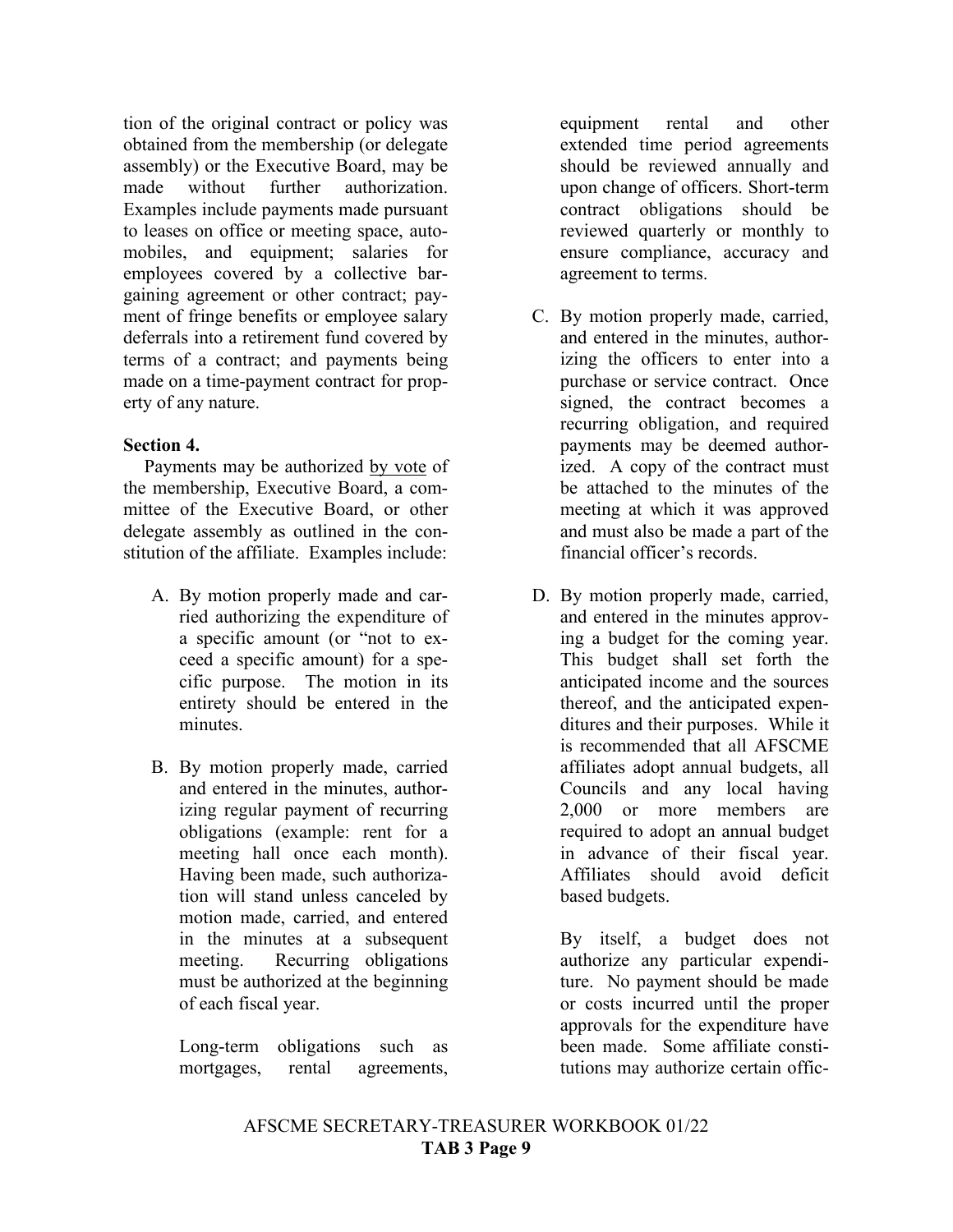tion of the original contract or policy was obtained from the membership (or delegate assembly) or the Executive Board, may be made without further authorization. Examples include payments made pursuant to leases on office or meeting space, automobiles, and equipment; salaries for employees covered by a collective bargaining agreement or other contract; payment of fringe benefits or employee salary deferrals into a retirement fund covered by terms of a contract; and payments being made on a time-payment contract for property of any nature.

**Section 4.**

Payments may be authorized by vote of the membership, Executive Board, a committee of the Executive Board, or other delegate assembly as outlined in the constitution of the affiliate. Examples include:

A. By motion properly made and carried authorizing the expenditure of a specific amount (or "not to exceed a specific amount) for a specific purpose. The motion in its entirety should be entered in the minutes.

B. By motion properly made, carried and entered in the minutes, authorizing regular payment of recurring obligations (example: rent for a meeting hall once each month). Having been made, such authorization will stand unless canceled by motion made, carried, and entered in the minutes at a subsequent meeting. Recurring obligations must be authorized at the beginning of each fiscal year.

   Long-term obligations such as mortgages, rental agreements, equipment rental and other extended time period agreements should be reviewed annually and upon change of officers. Short-term contract obligations should be reviewed quarterly or monthly to ensure compliance, accuracy and agreement to terms.

C. By motion properly made, carried, and entered in the minutes, authorizing the officers to enter into a purchase or service contract. Once signed, the contract becomes a recurring obligation, and required payments may be deemed authorized. A copy of the contract must be attached to the minutes of the meeting at which it was approved and must also be made a part of the financial officer's records.

D. By motion properly made, carried, and entered in the minutes approving a budget for the coming year. This budget shall set forth the anticipated income and the sources thereof, and the anticipated expenditures and their purposes. While it is recommended that all AFSCME affiliates adopt annual budgets, all Councils and any local having 2,000 or more members are required to adopt an annual budget in advance of their fiscal year. Affiliates should avoid deficit based budgets.

   By itself, a budget does not authorize any particular expenditure. No payment should be made or costs incurred until the proper approvals for the expenditure have been made. Some affiliate constitutions may authorize certain offic-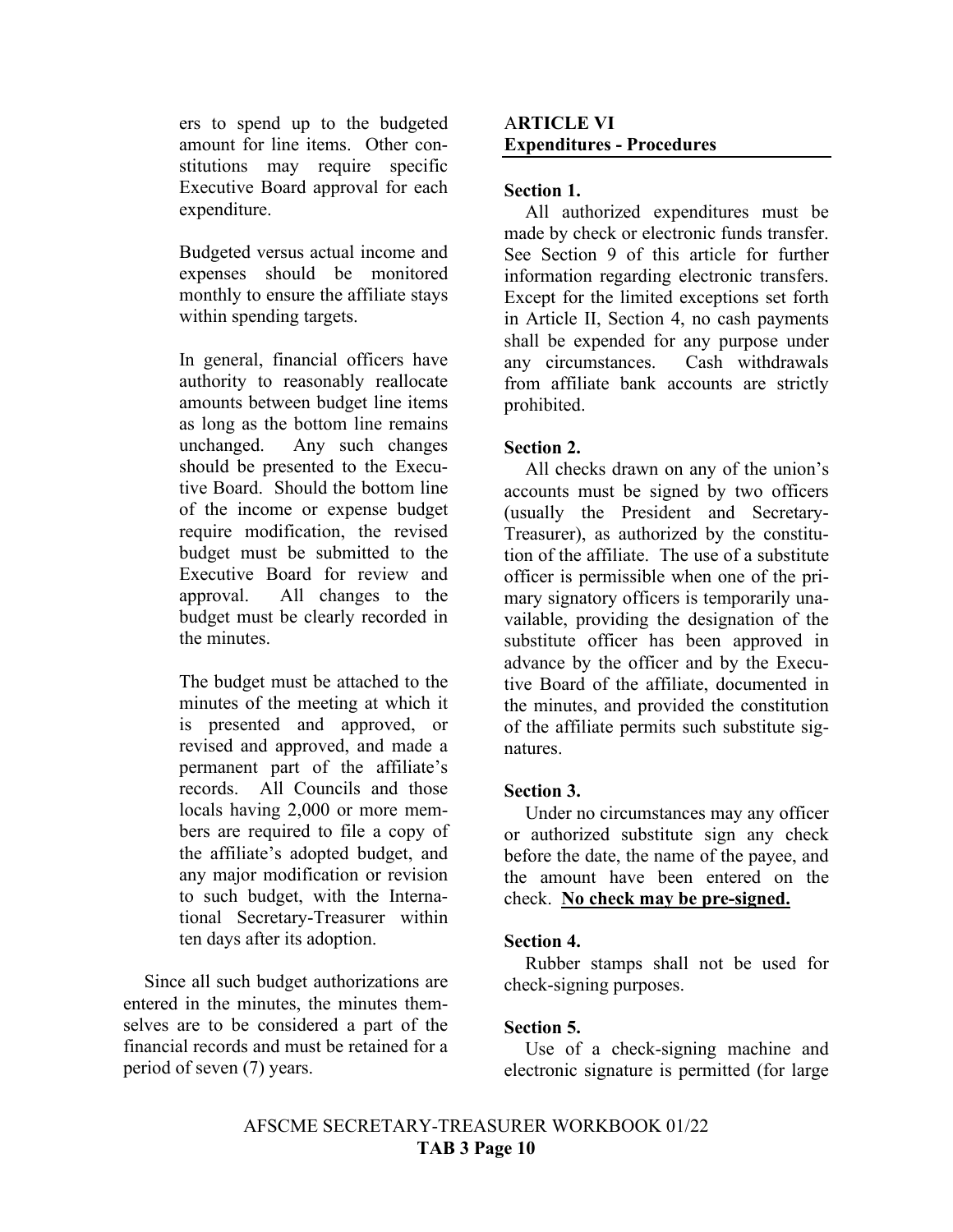ers to spend up to the budgeted amount for line items. Other constitutions may require specific Executive Board approval for each expenditure.

Budgeted versus actual income and expenses should be monitored monthly to ensure the affiliate stays within spending targets.

In general, financial officers have authority to reasonably reallocate amounts between budget line items as long as the bottom line remains unchanged. Any such changes should be presented to the Executive Board. Should the bottom line of the income or expense budget require modification, the revised budget must be submitted to the Executive Board for review and approval. All changes to the budget must be clearly recorded in the minutes.

The budget must be attached to the minutes of the meeting at which it is presented and approved, or revised and approved, and made a permanent part of the affiliate's records. All Councils and those locals having 2,000 or more members are required to file a copy of the affiliate's adopted budget, and any major modification or revision to such budget, with the International Secretary-Treasurer within ten days after its adoption.

Since all such budget authorizations are entered in the minutes, the minutes themselves are to be considered a part of the financial records and must be retained for a period of seven (7) years.

## ARTICLE VI
## Expenditures - Procedures

### Section 1.

All authorized expenditures must be made by check or electronic funds transfer. See Section 9 of this article for further information regarding electronic transfers. Except for the limited exceptions set forth in Article II, Section 4, no cash payments shall be expended for any purpose under any circumstances. Cash withdrawals from affiliate bank accounts are strictly prohibited.

### Section 2.

All checks drawn on any of the union's accounts must be signed by two officers (usually the President and Secretary-Treasurer), as authorized by the constitution of the affiliate. The use of a substitute officer is permissible when one of the primary signatory officers is temporarily unavailable, providing the designation of the substitute officer has been approved in advance by the officer and by the Executive Board of the affiliate, documented in the minutes, and provided the constitution of the affiliate permits such substitute signatures.

### Section 3.

Under no circumstances may any officer or authorized substitute sign any check before the date, the name of the payee, and the amount have been entered on the check. **No check may be pre-signed.**

### Section 4.

Rubber stamps shall not be used for check-signing purposes.

### Section 5.

Use of a check-signing machine and electronic signature is permitted (for large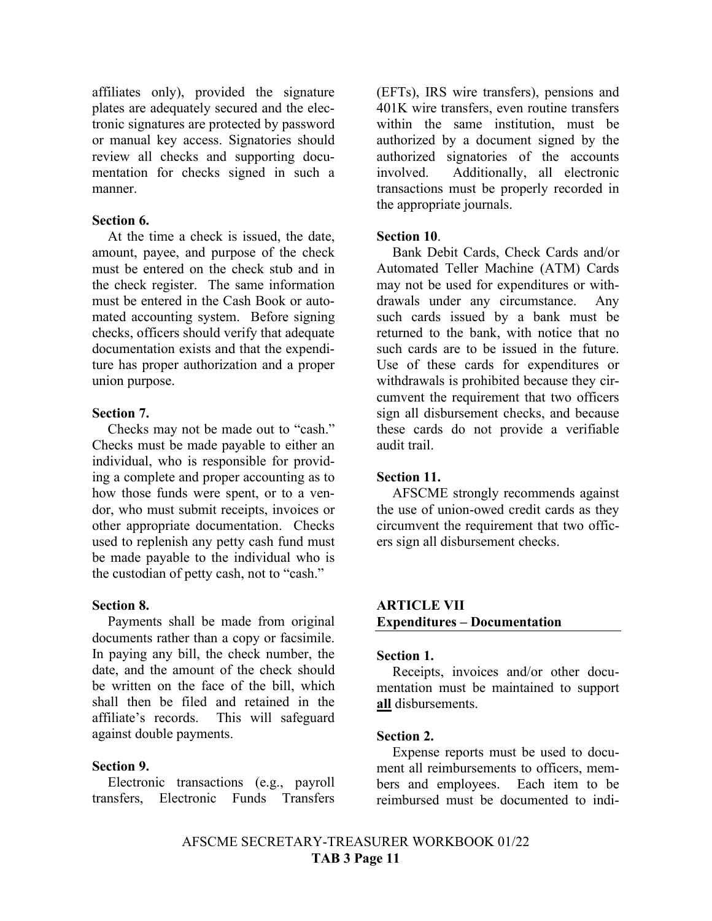affiliates only), provided the signature plates are adequately secured and the electronic signatures are protected by password or manual key access. Signatories should review all checks and supporting documentation for checks signed in such a manner.

**Section 6.**

At the time a check is issued, the date, amount, payee, and purpose of the check must be entered on the check stub and in the check register. The same information must be entered in the Cash Book or automated accounting system. Before signing checks, officers should verify that adequate documentation exists and that the expenditure has proper authorization and a proper union purpose.

**Section 7.**

Checks may not be made out to "cash." Checks must be made payable to either an individual, who is responsible for providing a complete and proper accounting as to how those funds were spent, or to a vendor, who must submit receipts, invoices or other appropriate documentation. Checks used to replenish any petty cash fund must be made payable to the individual who is the custodian of petty cash, not to "cash."

**Section 8.**

Payments shall be made from original documents rather than a copy or facsimile. In paying any bill, the check number, the date, and the amount of the check should be written on the face of the bill, which shall then be filed and retained in the affiliate's records. This will safeguard against double payments.

**Section 9.**

Electronic transactions (e.g., payroll transfers, Electronic Funds Transfers (EFTs), IRS wire transfers), pensions and 401K wire transfers, even routine transfers within the same institution, must be authorized by a document signed by the authorized signatories of the accounts involved. Additionally, all electronic transactions must be properly recorded in the appropriate journals.

**Section 10**.

Bank Debit Cards, Check Cards and/or Automated Teller Machine (ATM) Cards may not be used for expenditures or withdrawals under any circumstance. Any such cards issued by a bank must be returned to the bank, with notice that no such cards are to be issued in the future. Use of these cards for expenditures or withdrawals is prohibited because they circumvent the requirement that two officers sign all disbursement checks, and because these cards do not provide a verifiable audit trail.

**Section 11.**

AFSCME strongly recommends against the use of union-owed credit cards as they circumvent the requirement that two officers sign all disbursement checks.

## ARTICLE VII
## Expenditures – Documentation

**Section 1.**

Receipts, invoices and/or other documentation must be maintained to support **all** disbursements.

**Section 2.**

Expense reports must be used to document all reimbursements to officers, members and employees. Each item to be reimbursed must be documented to indi-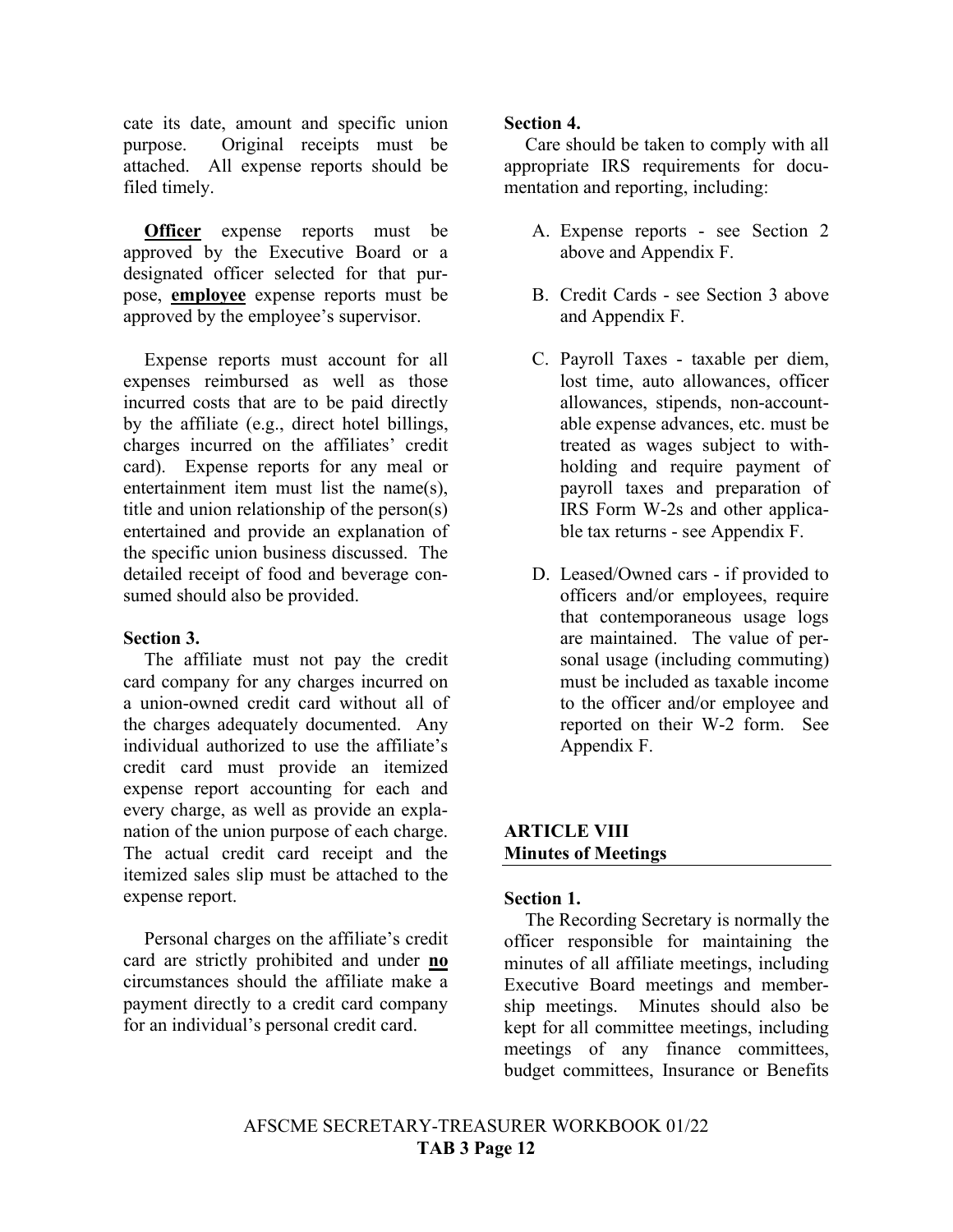cate its date, amount and specific union purpose. Original receipts must be attached. All expense reports should be filed timely.

**Officer** expense reports must be approved by the Executive Board or a designated officer selected for that purpose, **employee** expense reports must be approved by the employee's supervisor.

Expense reports must account for all expenses reimbursed as well as those incurred costs that are to be paid directly by the affiliate (e.g., direct hotel billings, charges incurred on the affiliates' credit card). Expense reports for any meal or entertainment item must list the name(s), title and union relationship of the person(s) entertained and provide an explanation of the specific union business discussed. The detailed receipt of food and beverage consumed should also be provided.

**Section 3.**

The affiliate must not pay the credit card company for any charges incurred on a union-owned credit card without all of the charges adequately documented. Any individual authorized to use the affiliate's credit card must provide an itemized expense report accounting for each and every charge, as well as provide an explanation of the union purpose of each charge. The actual credit card receipt and the itemized sales slip must be attached to the expense report.

Personal charges on the affiliate's credit card are strictly prohibited and under **no** circumstances should the affiliate make a payment directly to a credit card company for an individual's personal credit card.

**Section 4.**

Care should be taken to comply with all appropriate IRS requirements for documentation and reporting, including:

A. Expense reports - see Section 2 above and Appendix F.

B. Credit Cards - see Section 3 above and Appendix F.

C. Payroll Taxes - taxable per diem, lost time, auto allowances, officer allowances, stipends, non-accountable expense advances, etc. must be treated as wages subject to withholding and require payment of payroll taxes and preparation of IRS Form W-2s and other applicable tax returns - see Appendix F.

D. Leased/Owned cars - if provided to officers and/or employees, require that contemporaneous usage logs are maintained. The value of personal usage (including commuting) must be included as taxable income to the officer and/or employee and reported on their W-2 form. See Appendix F.

## ARTICLE VIII
## Minutes of Meetings

**Section 1.**

The Recording Secretary is normally the officer responsible for maintaining the minutes of all affiliate meetings, including Executive Board meetings and membership meetings. Minutes should also be kept for all committee meetings, including meetings of any finance committees, budget committees, Insurance or Benefits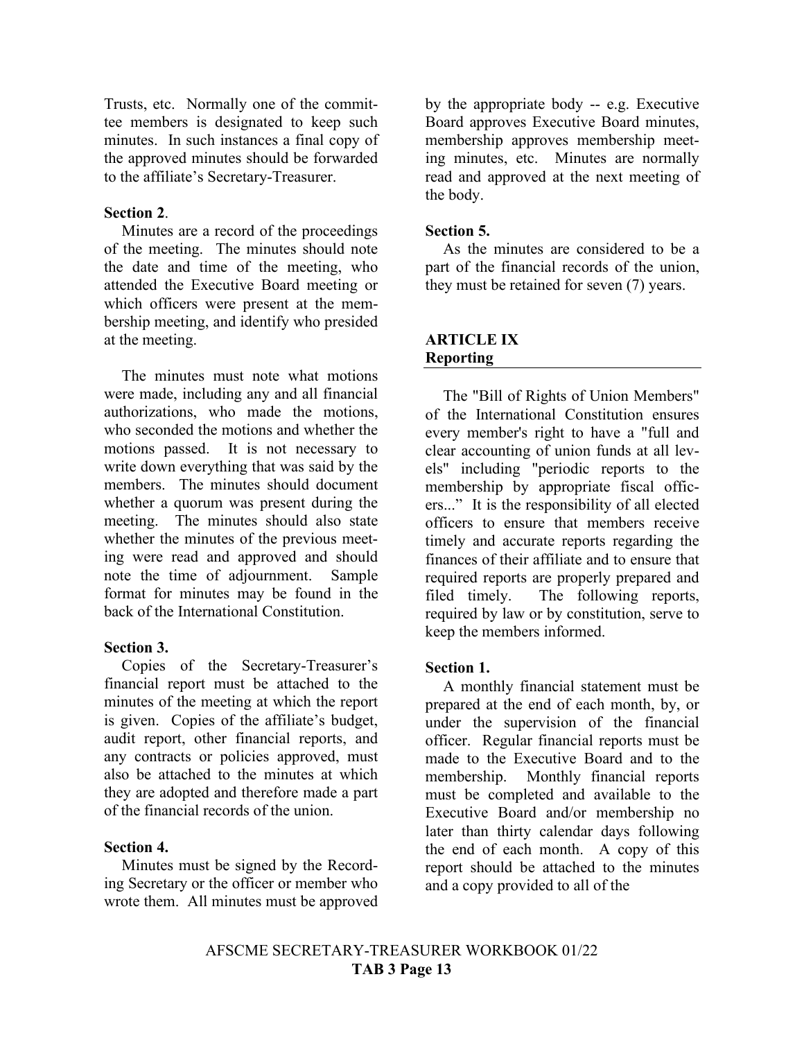Trusts, etc. Normally one of the committee members is designated to keep such minutes. In such instances a final copy of the approved minutes should be forwarded to the affiliate's Secretary-Treasurer.

**Section 2**.

Minutes are a record of the proceedings of the meeting. The minutes should note the date and time of the meeting, who attended the Executive Board meeting or which officers were present at the membership meeting, and identify who presided at the meeting.

The minutes must note what motions were made, including any and all financial authorizations, who made the motions, who seconded the motions and whether the motions passed. It is not necessary to write down everything that was said by the members. The minutes should document whether a quorum was present during the meeting. The minutes should also state whether the minutes of the previous meeting were read and approved and should note the time of adjournment. Sample format for minutes may be found in the back of the International Constitution.

**Section 3.**

Copies of the Secretary-Treasurer's financial report must be attached to the minutes of the meeting at which the report is given. Copies of the affiliate's budget, audit report, other financial reports, and any contracts or policies approved, must also be attached to the minutes at which they are adopted and therefore made a part of the financial records of the union.

**Section 4.**

Minutes must be signed by the Recording Secretary or the officer or member who wrote them. All minutes must be approved by the appropriate body -- e.g. Executive Board approves Executive Board minutes, membership approves membership meeting minutes, etc. Minutes are normally read and approved at the next meeting of the body.

**Section 5.**

As the minutes are considered to be a part of the financial records of the union, they must be retained for seven (7) years.

## ARTICLE IX
## Reporting

The "Bill of Rights of Union Members" of the International Constitution ensures every member's right to have a "full and clear accounting of union funds at all levels" including "periodic reports to the membership by appropriate fiscal officers..." It is the responsibility of all elected officers to ensure that members receive timely and accurate reports regarding the finances of their affiliate and to ensure that required reports are properly prepared and filed timely. The following reports, required by law or by constitution, serve to keep the members informed.

**Section 1.**

A monthly financial statement must be prepared at the end of each month, by, or under the supervision of the financial officer. Regular financial reports must be made to the Executive Board and to the membership. Monthly financial reports must be completed and available to the Executive Board and/or membership no later than thirty calendar days following the end of each month. A copy of this report should be attached to the minutes and a copy provided to all of the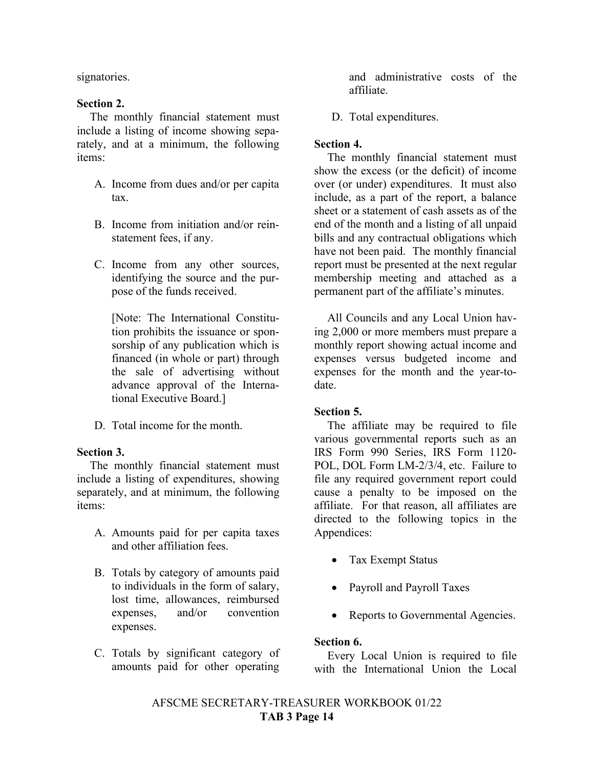signatories.

**Section 2.**

The monthly financial statement must include a listing of income showing separately, and at a minimum, the following items:

A. Income from dues and/or per capita tax.

B. Income from initiation and/or reinstatement fees, if any.

C. Income from any other sources, identifying the source and the purpose of the funds received.

   [Note: The International Constitution prohibits the issuance or sponsorship of any publication which is financed (in whole or part) through the sale of advertising without advance approval of the International Executive Board.]

D. Total income for the month.

**Section 3.**

The monthly financial statement must include a listing of expenditures, showing separately, and at minimum, the following items:

A. Amounts paid for per capita taxes and other affiliation fees.

B. Totals by category of amounts paid to individuals in the form of salary, lost time, allowances, reimbursed expenses, and/or convention expenses.

C. Totals by significant category of amounts paid for other operating and administrative costs of the affiliate.

D. Total expenditures.

**Section 4.**

The monthly financial statement must show the excess (or the deficit) of income over (or under) expenditures. It must also include, as a part of the report, a balance sheet or a statement of cash assets as of the end of the month and a listing of all unpaid bills and any contractual obligations which have not been paid. The monthly financial report must be presented at the next regular membership meeting and attached as a permanent part of the affiliate's minutes.

All Councils and any Local Union having 2,000 or more members must prepare a monthly report showing actual income and expenses versus budgeted income and expenses for the month and the year-to-date.

**Section 5.**

The affiliate may be required to file various governmental reports such as an IRS Form 990 Series, IRS Form 1120-POL, DOL Form LM-2/3/4, etc. Failure to file any required government report could cause a penalty to be imposed on the affiliate. For that reason, all affiliates are directed to the following topics in the Appendices:

- Tax Exempt Status
- Payroll and Payroll Taxes
- Reports to Governmental Agencies.

**Section 6.**

Every Local Union is required to file with the International Union the Local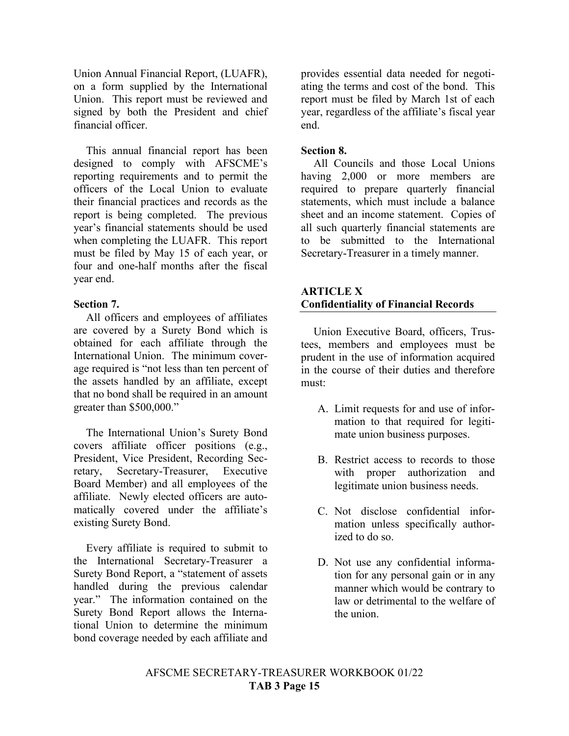Union Annual Financial Report, (LUAFR), on a form supplied by the International Union. This report must be reviewed and signed by both the President and chief financial officer.

This annual financial report has been designed to comply with AFSCME's reporting requirements and to permit the officers of the Local Union to evaluate their financial practices and records as the report is being completed. The previous year's financial statements should be used when completing the LUAFR. This report must be filed by May 15 of each year, or four and one-half months after the fiscal year end.

**Section 7.**

All officers and employees of affiliates are covered by a Surety Bond which is obtained for each affiliate through the International Union. The minimum coverage required is "not less than ten percent of the assets handled by an affiliate, except that no bond shall be required in an amount greater than $500,000."

The International Union's Surety Bond covers affiliate officer positions (e.g., President, Vice President, Recording Secretary, Secretary-Treasurer, Executive Board Member) and all employees of the affiliate. Newly elected officers are automatically covered under the affiliate's existing Surety Bond.

Every affiliate is required to submit to the International Secretary-Treasurer a Surety Bond Report, a "statement of assets handled during the previous calendar year." The information contained on the Surety Bond Report allows the International Union to determine the minimum bond coverage needed by each affiliate and provides essential data needed for negotiating the terms and cost of the bond. This report must be filed by March 1st of each year, regardless of the affiliate's fiscal year end.

**Section 8.**

All Councils and those Local Unions having 2,000 or more members are required to prepare quarterly financial statements, which must include a balance sheet and an income statement. Copies of all such quarterly financial statements are to be submitted to the International Secretary-Treasurer in a timely manner.

## ARTICLE X
## Confidentiality of Financial Records

Union Executive Board, officers, Trustees, members and employees must be prudent in the use of information acquired in the course of their duties and therefore must:

A. Limit requests for and use of information to that required for legitimate union business purposes.

B. Restrict access to records to those with proper authorization and legitimate union business needs.

C. Not disclose confidential information unless specifically authorized to do so.

D. Not use any confidential information for any personal gain or in any manner which would be contrary to law or detrimental to the welfare of the union.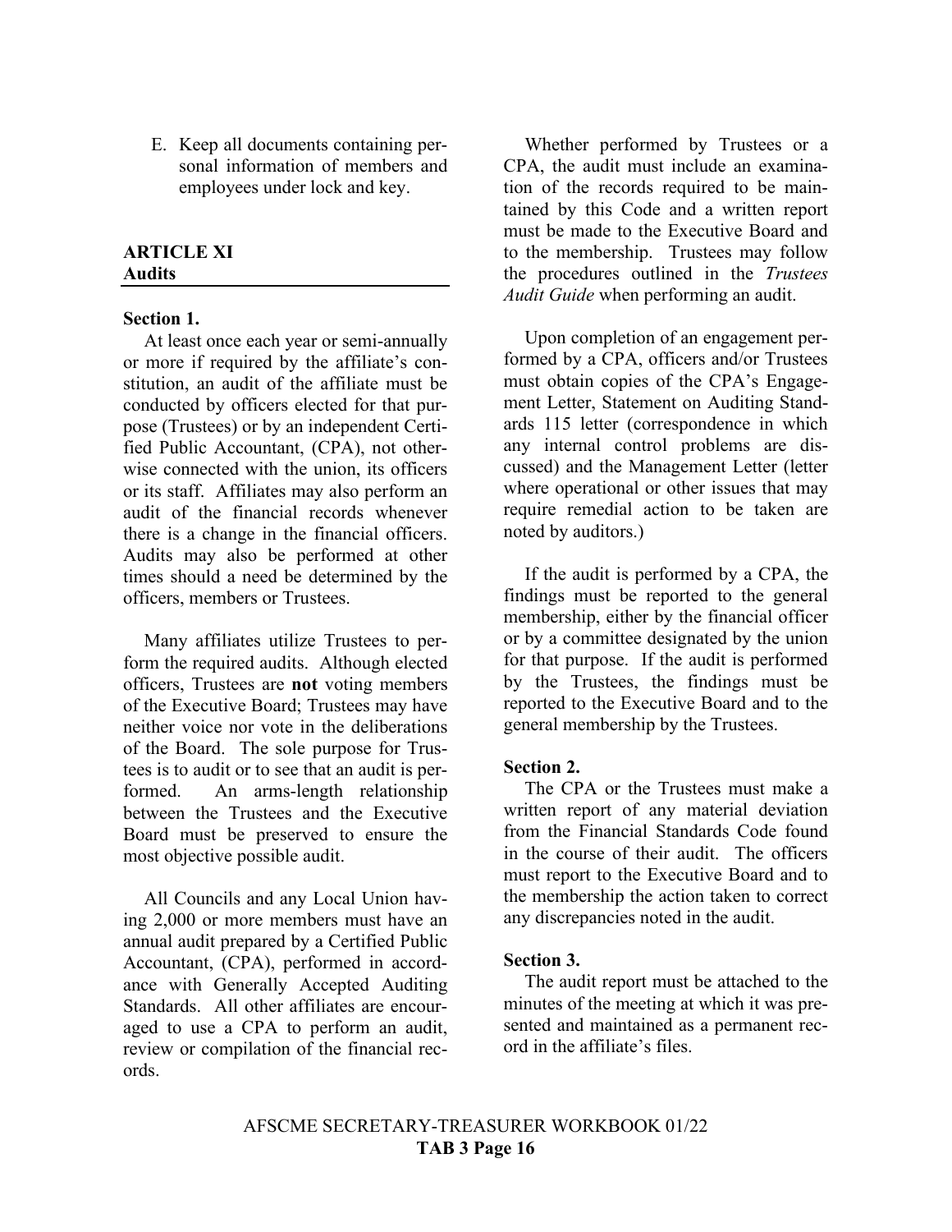E. Keep all documents containing personal information of members and employees under lock and key.

## ARTICLE XI
## Audits

### Section 1.

At least once each year or semi-annually or more if required by the affiliate's constitution, an audit of the affiliate must be conducted by officers elected for that purpose (Trustees) or by an independent Certified Public Accountant, (CPA), not otherwise connected with the union, its officers or its staff. Affiliates may also perform an audit of the financial records whenever there is a change in the financial officers. Audits may also be performed at other times should a need be determined by the officers, members or Trustees.

Many affiliates utilize Trustees to perform the required audits. Although elected officers, Trustees are **not** voting members of the Executive Board; Trustees may have neither voice nor vote in the deliberations of the Board. The sole purpose for Trustees is to audit or to see that an audit is performed. An arms-length relationship between the Trustees and the Executive Board must be preserved to ensure the most objective possible audit.

All Councils and any Local Union having 2,000 or more members must have an annual audit prepared by a Certified Public Accountant, (CPA), performed in accordance with Generally Accepted Auditing Standards. All other affiliates are encouraged to use a CPA to perform an audit, review or compilation of the financial records.

Whether performed by Trustees or a CPA, the audit must include an examination of the records required to be maintained by this Code and a written report must be made to the Executive Board and to the membership. Trustees may follow the procedures outlined in the *Trustees Audit Guide* when performing an audit.

Upon completion of an engagement performed by a CPA, officers and/or Trustees must obtain copies of the CPA's Engagement Letter, Statement on Auditing Standards 115 letter (correspondence in which any internal control problems are discussed) and the Management Letter (letter where operational or other issues that may require remedial action to be taken are noted by auditors.)

If the audit is performed by a CPA, the findings must be reported to the general membership, either by the financial officer or by a committee designated by the union for that purpose. If the audit is performed by the Trustees, the findings must be reported to the Executive Board and to the general membership by the Trustees.

### Section 2.

The CPA or the Trustees must make a written report of any material deviation from the Financial Standards Code found in the course of their audit. The officers must report to the Executive Board and to the membership the action taken to correct any discrepancies noted in the audit.

### Section 3.

The audit report must be attached to the minutes of the meeting at which it was presented and maintained as a permanent record in the affiliate's files.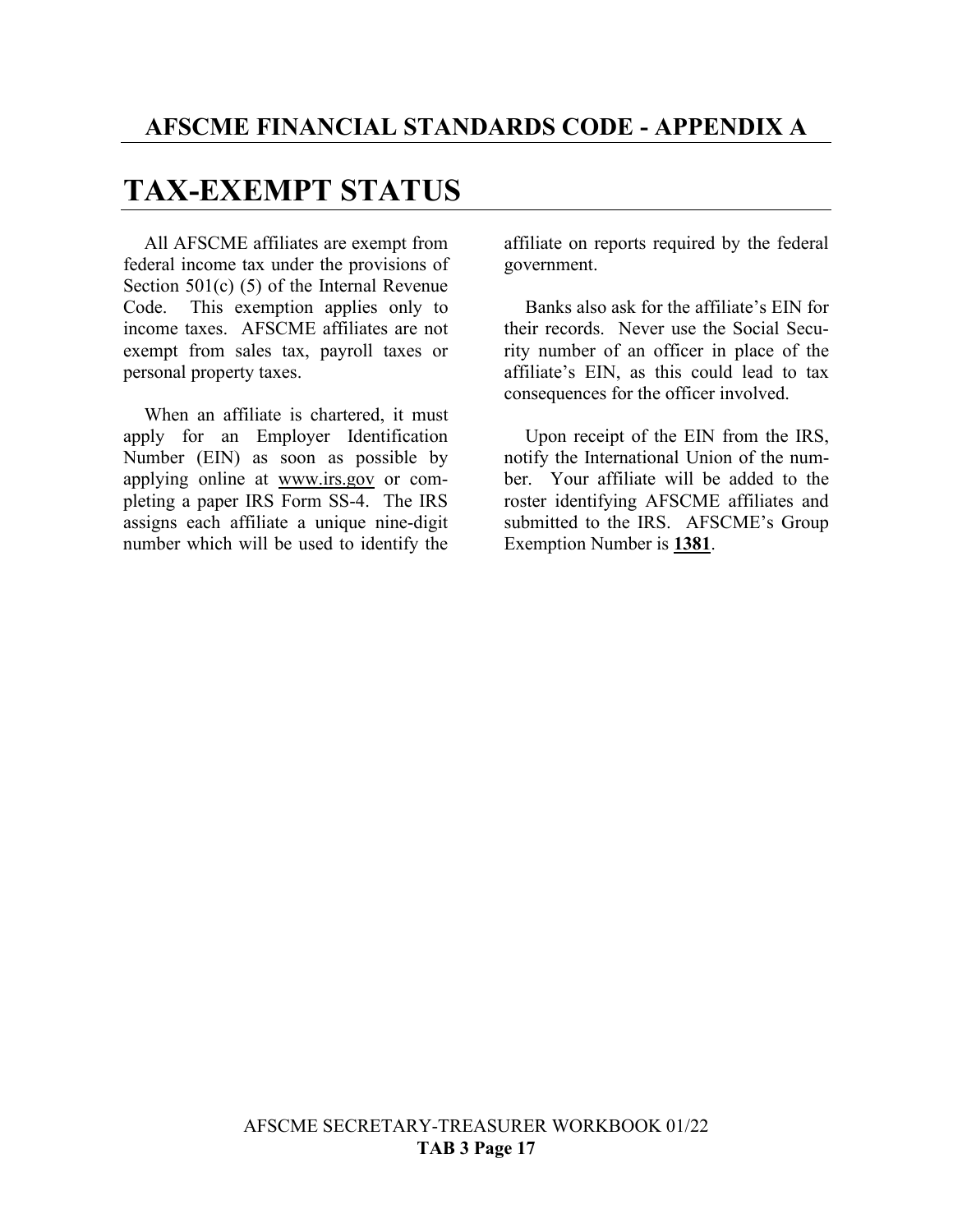## AFSCME FINANCIAL STANDARDS CODE - APPENDIX A

# TAX-EXEMPT STATUS

All AFSCME affiliates are exempt from federal income tax under the provisions of Section 501(c) (5) of the Internal Revenue Code. This exemption applies only to income taxes. AFSCME affiliates are not exempt from sales tax, payroll taxes or personal property taxes.

When an affiliate is chartered, it must apply for an Employer Identification Number (EIN) as soon as possible by applying online at www.irs.gov or completing a paper IRS Form SS-4. The IRS assigns each affiliate a unique nine-digit number which will be used to identify the affiliate on reports required by the federal government.

Banks also ask for the affiliate's EIN for their records. Never use the Social Security number of an officer in place of the affiliate's EIN, as this could lead to tax consequences for the officer involved.

Upon receipt of the EIN from the IRS, notify the International Union of the number. Your affiliate will be added to the roster identifying AFSCME affiliates and submitted to the IRS. AFSCME's Group Exemption Number is **1381**.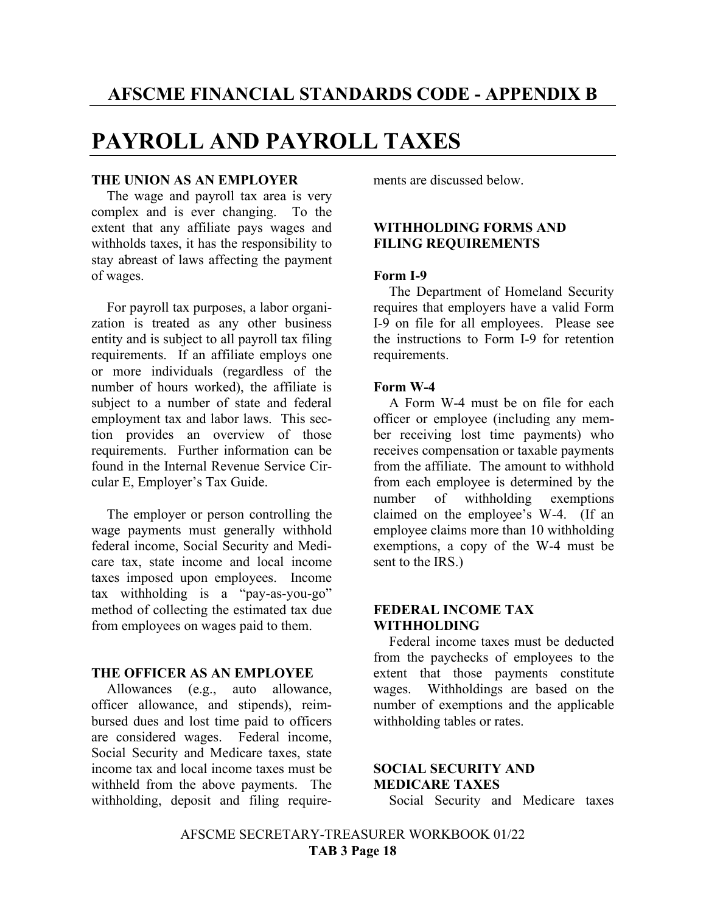# AFSCME FINANCIAL STANDARDS CODE - APPENDIX B

# PAYROLL AND PAYROLL TAXES

### THE UNION AS AN EMPLOYER

The wage and payroll tax area is very complex and is ever changing. To the extent that any affiliate pays wages and withholds taxes, it has the responsibility to stay abreast of laws affecting the payment of wages.

For payroll tax purposes, a labor organization is treated as any other business entity and is subject to all payroll tax filing requirements. If an affiliate employs one or more individuals (regardless of the number of hours worked), the affiliate is subject to a number of state and federal employment tax and labor laws. This section provides an overview of those requirements. Further information can be found in the Internal Revenue Service Circular E, Employer's Tax Guide.

The employer or person controlling the wage payments must generally withhold federal income, Social Security and Medicare tax, state income and local income taxes imposed upon employees. Income tax withholding is a "pay-as-you-go" method of collecting the estimated tax due from employees on wages paid to them.

### THE OFFICER AS AN EMPLOYEE

Allowances (e.g., auto allowance, officer allowance, and stipends), reimbursed dues and lost time paid to officers are considered wages. Federal income, Social Security and Medicare taxes, state income tax and local income taxes must be withheld from the above payments. The withholding, deposit and filing requirements are discussed below.

### WITHHOLDING FORMS AND FILING REQUIREMENTS

#### Form I-9

The Department of Homeland Security requires that employers have a valid Form I-9 on file for all employees. Please see the instructions to Form I-9 for retention requirements.

#### Form W-4

A Form W-4 must be on file for each officer or employee (including any member receiving lost time payments) who receives compensation or taxable payments from the affiliate. The amount to withhold from each employee is determined by the number of withholding exemptions claimed on the employee's W-4. (If an employee claims more than 10 withholding exemptions, a copy of the W-4 must be sent to the IRS.)

### FEDERAL INCOME TAX WITHHOLDING

Federal income taxes must be deducted from the paychecks of employees to the extent that those payments constitute wages. Withholdings are based on the number of exemptions and the applicable withholding tables or rates.

### SOCIAL SECURITY AND MEDICARE TAXES

Social Security and Medicare taxes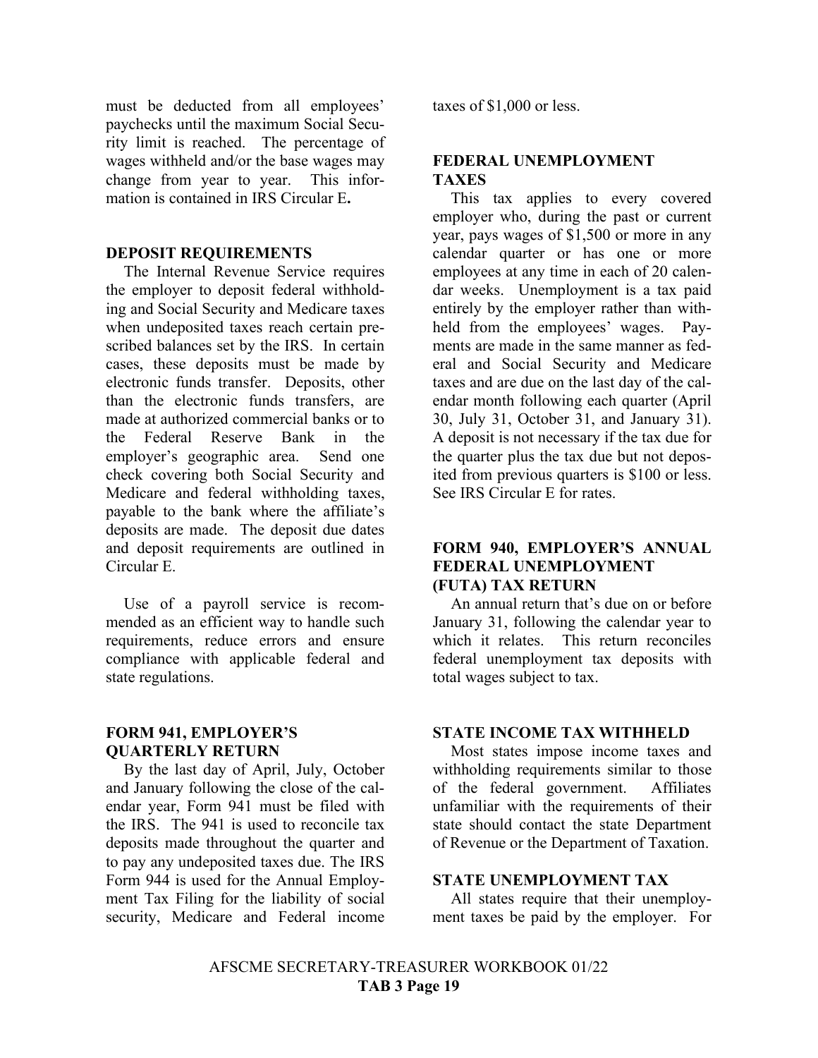must be deducted from all employees' paychecks until the maximum Social Security limit is reached. The percentage of wages withheld and/or the base wages may change from year to year. This information is contained in IRS Circular E**.**

## DEPOSIT REQUIREMENTS

The Internal Revenue Service requires the employer to deposit federal withholding and Social Security and Medicare taxes when undeposited taxes reach certain prescribed balances set by the IRS. In certain cases, these deposits must be made by electronic funds transfer. Deposits, other than the electronic funds transfers, are made at authorized commercial banks or to the Federal Reserve Bank in the employer's geographic area. Send one check covering both Social Security and Medicare and federal withholding taxes, payable to the bank where the affiliate's deposits are made. The deposit due dates and deposit requirements are outlined in Circular E.

Use of a payroll service is recommended as an efficient way to handle such requirements, reduce errors and ensure compliance with applicable federal and state regulations.

## FORM 941, EMPLOYER'S QUARTERLY RETURN

By the last day of April, July, October and January following the close of the calendar year, Form 941 must be filed with the IRS. The 941 is used to reconcile tax deposits made throughout the quarter and to pay any undeposited taxes due. The IRS Form 944 is used for the Annual Employment Tax Filing for the liability of social security, Medicare and Federal income taxes of $1,000 or less.

## FEDERAL UNEMPLOYMENT TAXES

This tax applies to every covered employer who, during the past or current year, pays wages of $1,500 or more in any calendar quarter or has one or more employees at any time in each of 20 calendar weeks. Unemployment is a tax paid entirely by the employer rather than withheld from the employees' wages. Payments are made in the same manner as federal and Social Security and Medicare taxes and are due on the last day of the calendar month following each quarter (April 30, July 31, October 31, and January 31). A deposit is not necessary if the tax due for the quarter plus the tax due but not deposited from previous quarters is $100 or less. See IRS Circular E for rates.

## FORM 940, EMPLOYER'S ANNUAL FEDERAL UNEMPLOYMENT (FUTA) TAX RETURN

An annual return that's due on or before January 31, following the calendar year to which it relates. This return reconciles federal unemployment tax deposits with total wages subject to tax.

## STATE INCOME TAX WITHHELD

Most states impose income taxes and withholding requirements similar to those of the federal government. Affiliates unfamiliar with the requirements of their state should contact the state Department of Revenue or the Department of Taxation.

## STATE UNEMPLOYMENT TAX

All states require that their unemployment taxes be paid by the employer. For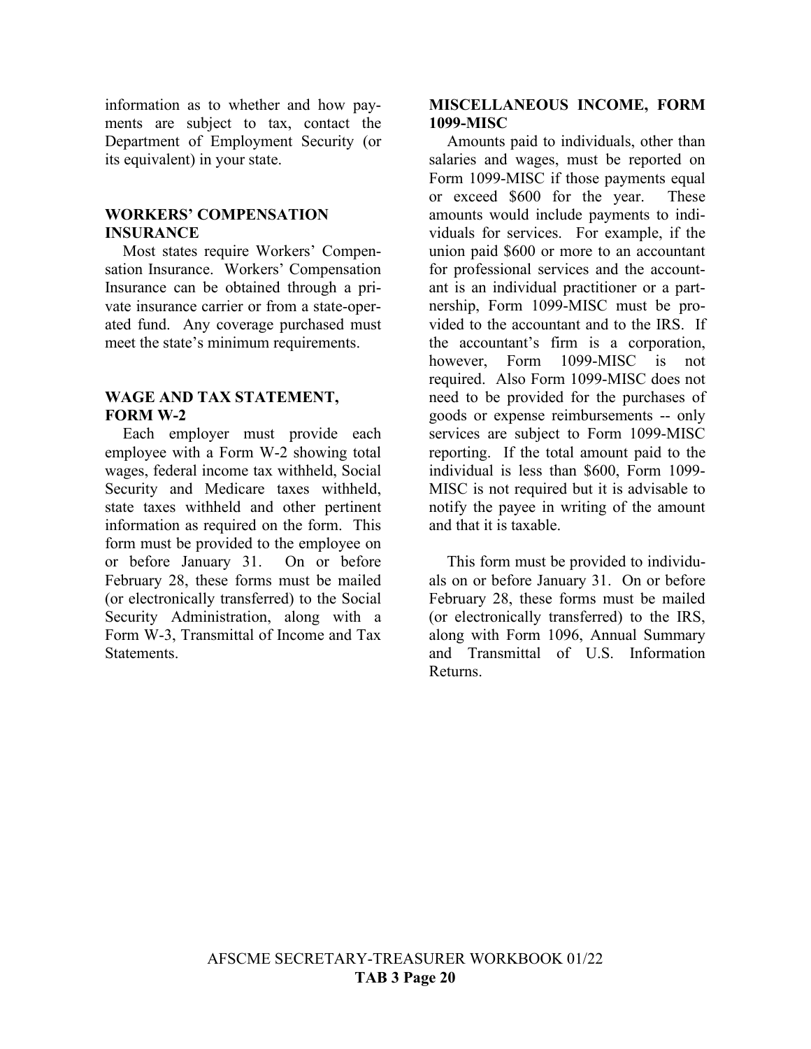information as to whether and how payments are subject to tax, contact the Department of Employment Security (or its equivalent) in your state.

### WORKERS' COMPENSATION INSURANCE

Most states require Workers' Compensation Insurance. Workers' Compensation Insurance can be obtained through a private insurance carrier or from a state-operated fund. Any coverage purchased must meet the state's minimum requirements.

### WAGE AND TAX STATEMENT, FORM W-2

Each employer must provide each employee with a Form W-2 showing total wages, federal income tax withheld, Social Security and Medicare taxes withheld, state taxes withheld and other pertinent information as required on the form. This form must be provided to the employee on or before January 31. On or before February 28, these forms must be mailed (or electronically transferred) to the Social Security Administration, along with a Form W-3, Transmittal of Income and Tax Statements.

### MISCELLANEOUS INCOME, FORM 1099-MISC

Amounts paid to individuals, other than salaries and wages, must be reported on Form 1099-MISC if those payments equal or exceed $600 for the year. These amounts would include payments to individuals for services. For example, if the union paid $600 or more to an accountant for professional services and the accountant is an individual practitioner or a partnership, Form 1099-MISC must be provided to the accountant and to the IRS. If the accountant's firm is a corporation, however, Form 1099-MISC is not required. Also Form 1099-MISC does not need to be provided for the purchases of goods or expense reimbursements -- only services are subject to Form 1099-MISC reporting. If the total amount paid to the individual is less than $600, Form 1099-MISC is not required but it is advisable to notify the payee in writing of the amount and that it is taxable.

This form must be provided to individuals on or before January 31. On or before February 28, these forms must be mailed (or electronically transferred) to the IRS, along with Form 1096, Annual Summary and Transmittal of U.S. Information Returns.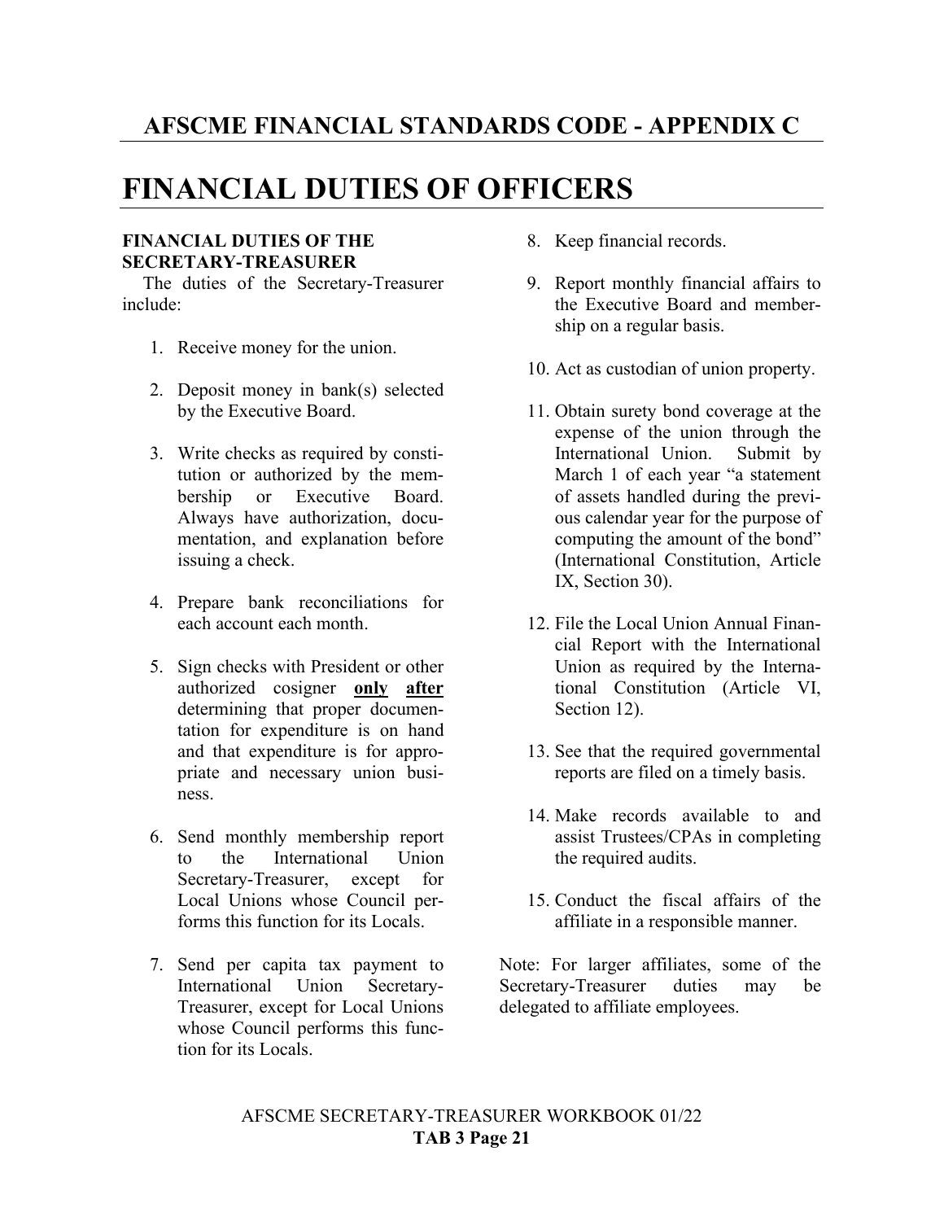# AFSCME FINANCIAL STANDARDS CODE - APPENDIX C

# FINANCIAL DUTIES OF OFFICERS

### FINANCIAL DUTIES OF THE SECRETARY-TREASURER

The duties of the Secretary-Treasurer include:

1. Receive money for the union.
2. Deposit money in bank(s) selected by the Executive Board.
3. Write checks as required by constitution or authorized by the membership or Executive Board. Always have authorization, documentation, and explanation before issuing a check.
4. Prepare bank reconciliations for each account each month.
5. Sign checks with President or other authorized cosigner **only after** determining that proper documentation for expenditure is on hand and that expenditure is for appropriate and necessary union business.
6. Send monthly membership report to the International Union Secretary-Treasurer, except for Local Unions whose Council performs this function for its Locals.
7. Send per capita tax payment to International Union Secretary-Treasurer, except for Local Unions whose Council performs this function for its Locals.
8. Keep financial records.
9. Report monthly financial affairs to the Executive Board and membership on a regular basis.
10. Act as custodian of union property.
11. Obtain surety bond coverage at the expense of the union through the International Union. Submit by March 1 of each year "a statement of assets handled during the previous calendar year for the purpose of computing the amount of the bond" (International Constitution, Article IX, Section 30).
12. File the Local Union Annual Financial Report with the International Union as required by the International Constitution (Article VI, Section 12).
13. See that the required governmental reports are filed on a timely basis.
14. Make records available to and assist Trustees/CPAs in completing the required audits.
15. Conduct the fiscal affairs of the affiliate in a responsible manner.

Note: For larger affiliates, some of the Secretary-Treasurer duties may be delegated to affiliate employees.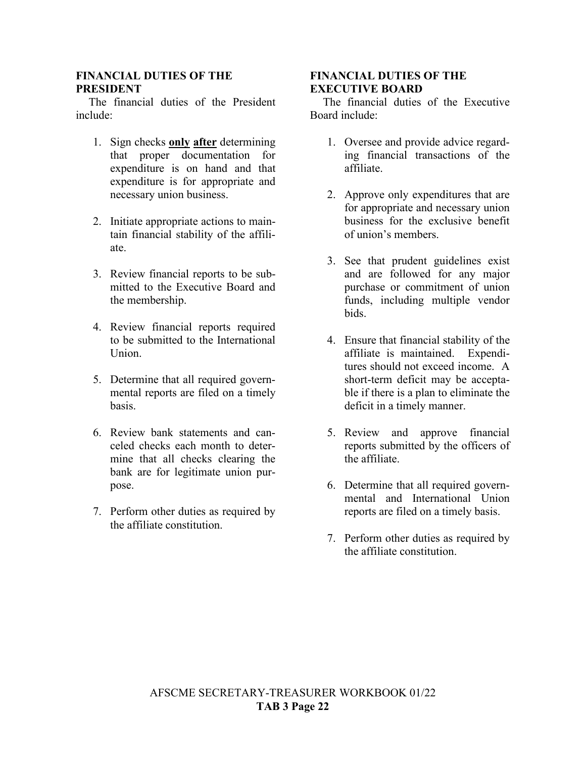## FINANCIAL DUTIES OF THE PRESIDENT

The financial duties of the President include:

1. Sign checks **only** **after** determining that proper documentation for expenditure is on hand and that expenditure is for appropriate and necessary union business.

2. Initiate appropriate actions to maintain financial stability of the affiliate.

3. Review financial reports to be submitted to the Executive Board and the membership.

4. Review financial reports required to be submitted to the International Union.

5. Determine that all required governmental reports are filed on a timely basis.

6. Review bank statements and canceled checks each month to determine that all checks clearing the bank are for legitimate union purpose.

7. Perform other duties as required by the affiliate constitution.

## FINANCIAL DUTIES OF THE EXECUTIVE BOARD

The financial duties of the Executive Board include:

1. Oversee and provide advice regarding financial transactions of the affiliate.

2. Approve only expenditures that are for appropriate and necessary union business for the exclusive benefit of union's members.

3. See that prudent guidelines exist and are followed for any major purchase or commitment of union funds, including multiple vendor bids.

4. Ensure that financial stability of the affiliate is maintained. Expenditures should not exceed income. A short-term deficit may be acceptable if there is a plan to eliminate the deficit in a timely manner.

5. Review and approve financial reports submitted by the officers of the affiliate.

6. Determine that all required governmental and International Union reports are filed on a timely basis.

7. Perform other duties as required by the affiliate constitution.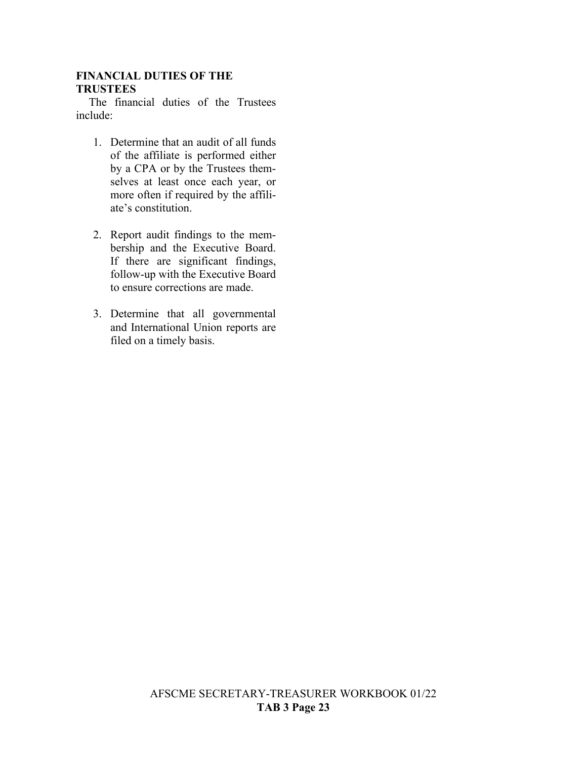## FINANCIAL DUTIES OF THE TRUSTEES

The financial duties of the Trustees include:

1. Determine that an audit of all funds of the affiliate is performed either by a CPA or by the Trustees themselves at least once each year, or more often if required by the affiliate's constitution.

2. Report audit findings to the membership and the Executive Board. If there are significant findings, follow-up with the Executive Board to ensure corrections are made.

3. Determine that all governmental and International Union reports are filed on a timely basis.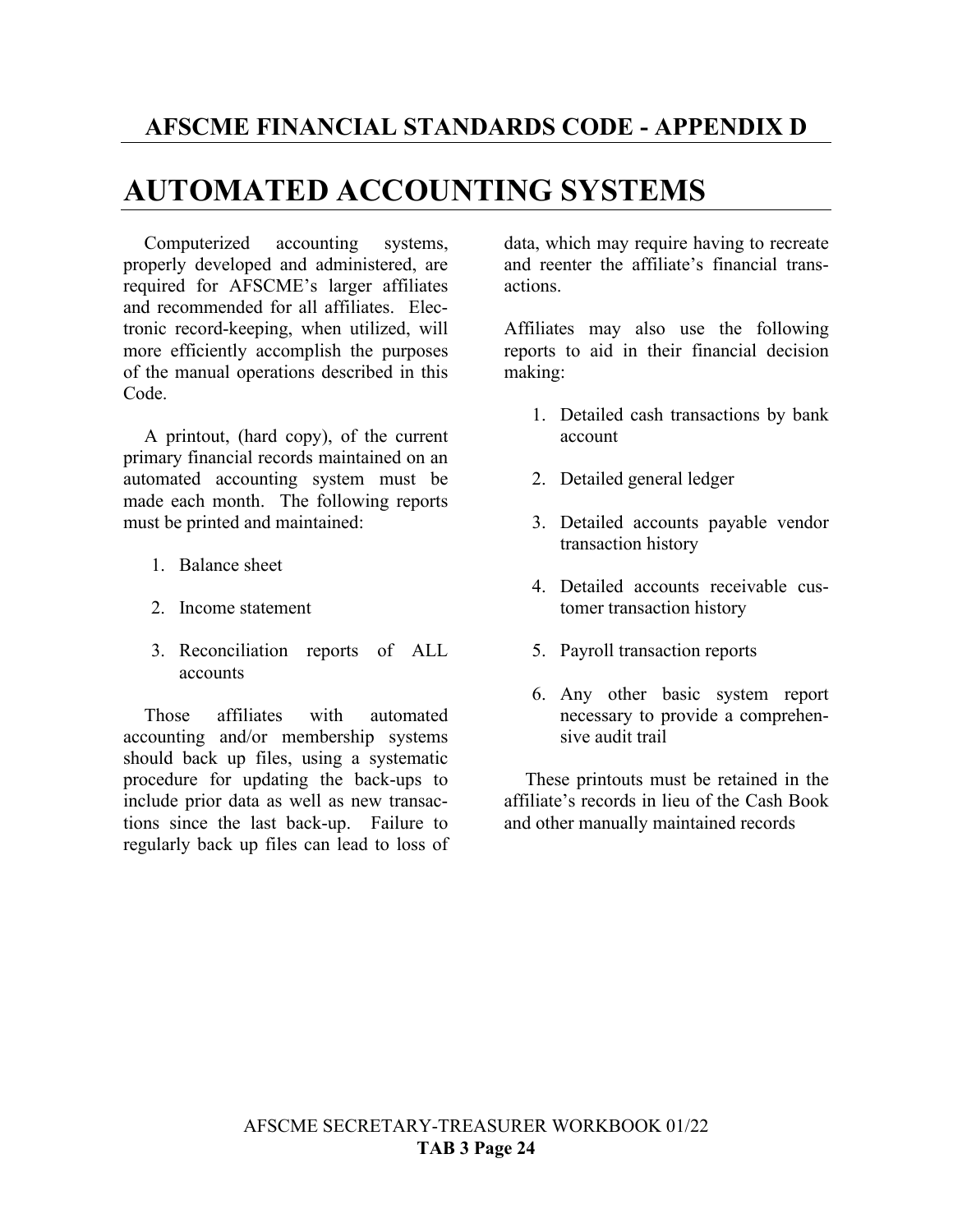## AFSCME FINANCIAL STANDARDS CODE - APPENDIX D

# AUTOMATED ACCOUNTING SYSTEMS

Computerized accounting systems, properly developed and administered, are required for AFSCME's larger affiliates and recommended for all affiliates. Electronic record-keeping, when utilized, will more efficiently accomplish the purposes of the manual operations described in this Code.

A printout, (hard copy), of the current primary financial records maintained on an automated accounting system must be made each month. The following reports must be printed and maintained:

1. Balance sheet
2. Income statement
3. Reconciliation reports of ALL accounts

Those affiliates with automated accounting and/or membership systems should back up files, using a systematic procedure for updating the back-ups to include prior data as well as new transactions since the last back-up. Failure to regularly back up files can lead to loss of data, which may require having to recreate and reenter the affiliate's financial transactions.

Affiliates may also use the following reports to aid in their financial decision making:

1. Detailed cash transactions by bank account
2. Detailed general ledger
3. Detailed accounts payable vendor transaction history
4. Detailed accounts receivable customer transaction history
5. Payroll transaction reports
6. Any other basic system report necessary to provide a comprehensive audit trail

These printouts must be retained in the affiliate's records in lieu of the Cash Book and other manually maintained records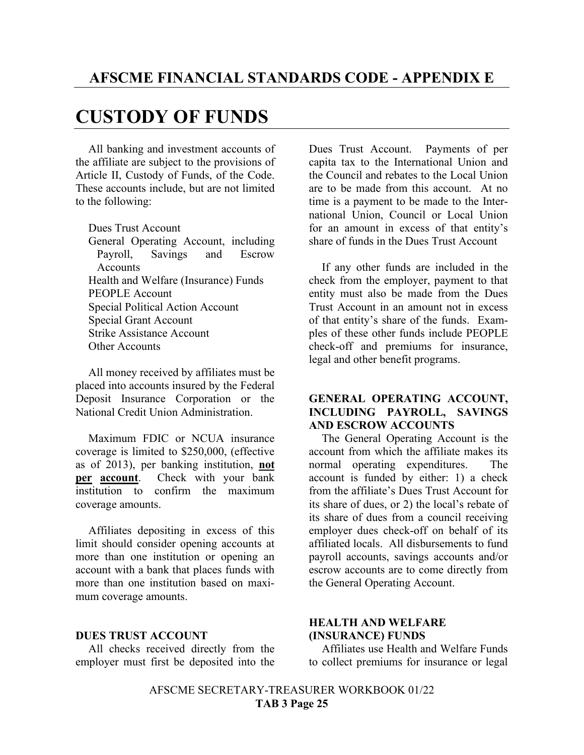# AFSCME FINANCIAL STANDARDS CODE - APPENDIX E

# CUSTODY OF FUNDS

All banking and investment accounts of the affiliate are subject to the provisions of Article II, Custody of Funds, of the Code. These accounts include, but are not limited to the following:

- Dues Trust Account
- General Operating Account, including Payroll, Savings and Escrow Accounts
- Health and Welfare (Insurance) Funds
- PEOPLE Account
- Special Political Action Account
- Special Grant Account
- Strike Assistance Account
- Other Accounts

All money received by affiliates must be placed into accounts insured by the Federal Deposit Insurance Corporation or the National Credit Union Administration.

Maximum FDIC or NCUA insurance coverage is limited to $250,000, (effective as of 2013), per banking institution, **not per account**. Check with your bank institution to confirm the maximum coverage amounts.

Affiliates depositing in excess of this limit should consider opening accounts at more than one institution or opening an account with a bank that places funds with more than one institution based on maximum coverage amounts.

### DUES TRUST ACCOUNT

All checks received directly from the employer must first be deposited into the Dues Trust Account. Payments of per capita tax to the International Union and the Council and rebates to the Local Union are to be made from this account. At no time is a payment to be made to the International Union, Council or Local Union for an amount in excess of that entity's share of funds in the Dues Trust Account

If any other funds are included in the check from the employer, payment to that entity must also be made from the Dues Trust Account in an amount not in excess of that entity's share of the funds. Examples of these other funds include PEOPLE check-off and premiums for insurance, legal and other benefit programs.

### GENERAL OPERATING ACCOUNT, INCLUDING PAYROLL, SAVINGS AND ESCROW ACCOUNTS

The General Operating Account is the account from which the affiliate makes its normal operating expenditures. The account is funded by either: 1) a check from the affiliate's Dues Trust Account for its share of dues, or 2) the local's rebate of its share of dues from a council receiving employer dues check-off on behalf of its affiliated locals. All disbursements to fund payroll accounts, savings accounts and/or escrow accounts are to come directly from the General Operating Account.

### HEALTH AND WELFARE (INSURANCE) FUNDS

Affiliates use Health and Welfare Funds to collect premiums for insurance or legal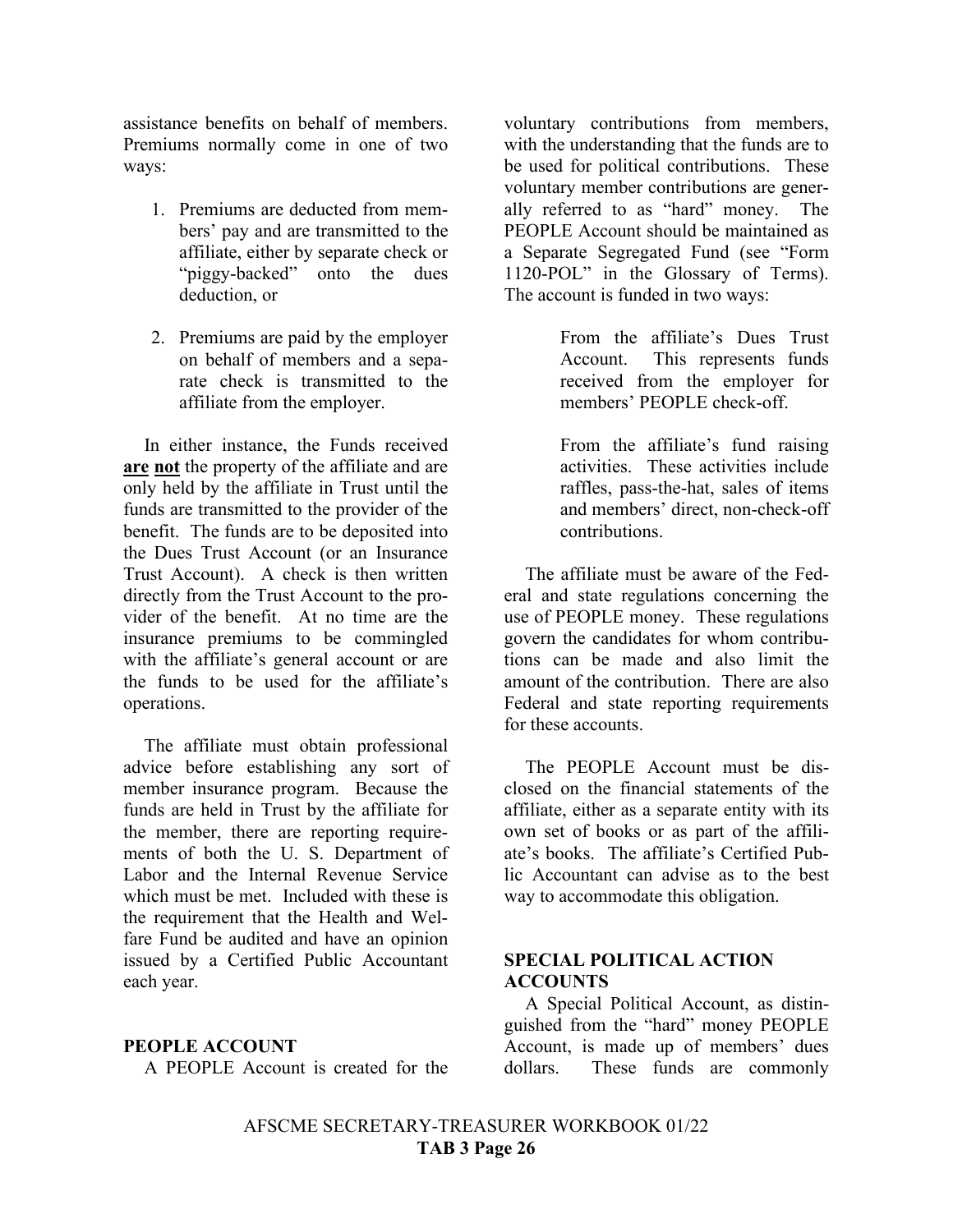assistance benefits on behalf of members. Premiums normally come in one of two ways:

1. Premiums are deducted from members' pay and are transmitted to the affiliate, either by separate check or "piggy-backed" onto the dues deduction, or

2. Premiums are paid by the employer on behalf of members and a separate check is transmitted to the affiliate from the employer.

In either instance, the Funds received **are** **not** the property of the affiliate and are only held by the affiliate in Trust until the funds are transmitted to the provider of the benefit. The funds are to be deposited into the Dues Trust Account (or an Insurance Trust Account). A check is then written directly from the Trust Account to the provider of the benefit. At no time are the insurance premiums to be commingled with the affiliate's general account or are the funds to be used for the affiliate's operations.

The affiliate must obtain professional advice before establishing any sort of member insurance program. Because the funds are held in Trust by the affiliate for the member, there are reporting requirements of both the U. S. Department of Labor and the Internal Revenue Service which must be met. Included with these is the requirement that the Health and Welfare Fund be audited and have an opinion issued by a Certified Public Accountant each year.

## PEOPLE ACCOUNT

A PEOPLE Account is created for the voluntary contributions from members, with the understanding that the funds are to be used for political contributions. These voluntary member contributions are generally referred to as "hard" money. The PEOPLE Account should be maintained as a Separate Segregated Fund (see "Form 1120-POL" in the Glossary of Terms). The account is funded in two ways:

> From the affiliate's Dues Trust Account. This represents funds received from the employer for members' PEOPLE check-off.
>
> From the affiliate's fund raising activities. These activities include raffles, pass-the-hat, sales of items and members' direct, non-check-off contributions.

The affiliate must be aware of the Federal and state regulations concerning the use of PEOPLE money. These regulations govern the candidates for whom contributions can be made and also limit the amount of the contribution. There are also Federal and state reporting requirements for these accounts.

The PEOPLE Account must be disclosed on the financial statements of the affiliate, either as a separate entity with its own set of books or as part of the affiliate's books. The affiliate's Certified Public Accountant can advise as to the best way to accommodate this obligation.

## SPECIAL POLITICAL ACTION ACCOUNTS

A Special Political Account, as distinguished from the "hard" money PEOPLE Account, is made up of members' dues dollars. These funds are commonly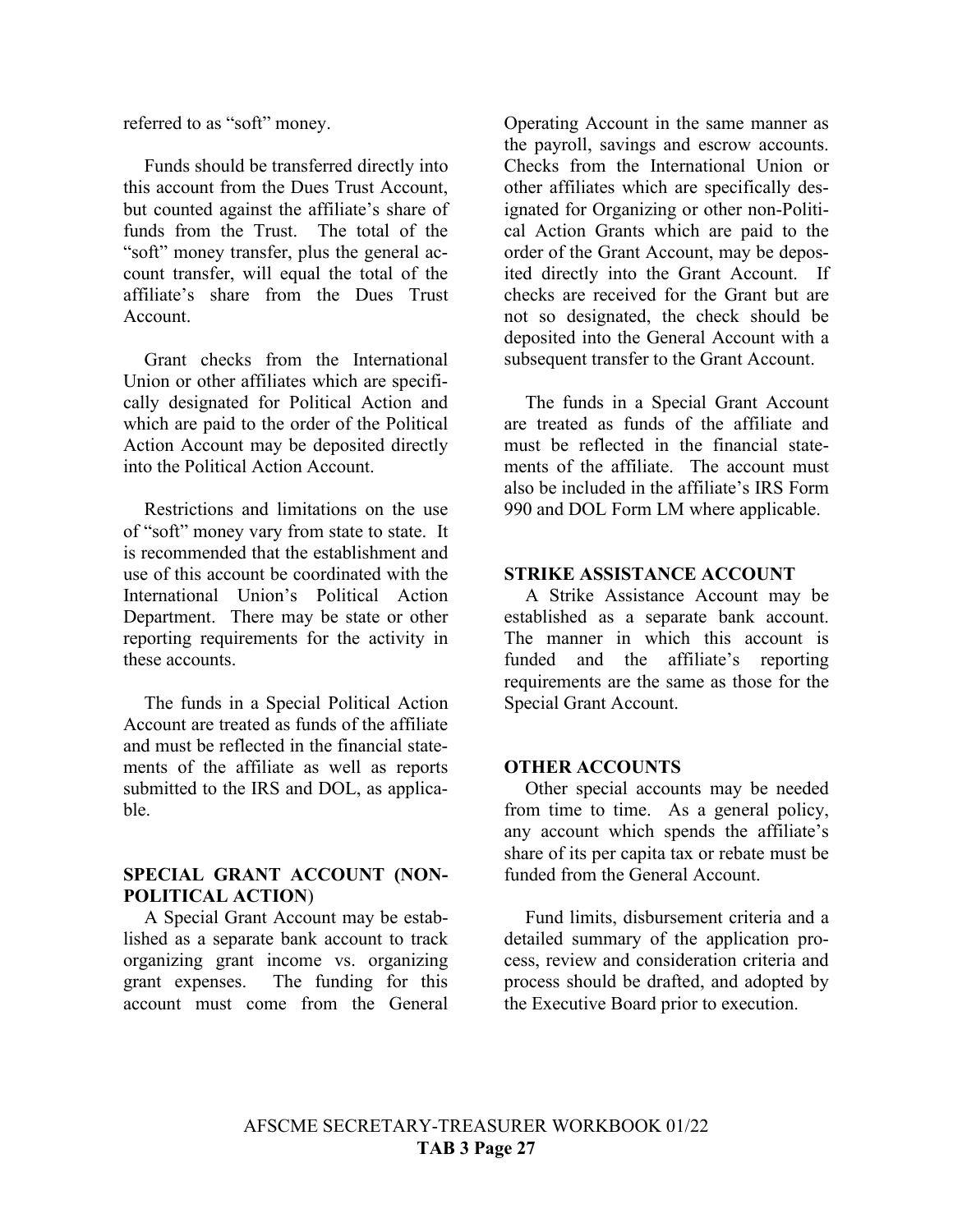referred to as "soft" money.

Funds should be transferred directly into this account from the Dues Trust Account, but counted against the affiliate's share of funds from the Trust. The total of the "soft" money transfer, plus the general account transfer, will equal the total of the affiliate's share from the Dues Trust Account.

Grant checks from the International Union or other affiliates which are specifically designated for Political Action and which are paid to the order of the Political Action Account may be deposited directly into the Political Action Account.

Restrictions and limitations on the use of "soft" money vary from state to state. It is recommended that the establishment and use of this account be coordinated with the International Union's Political Action Department. There may be state or other reporting requirements for the activity in these accounts.

The funds in a Special Political Action Account are treated as funds of the affiliate and must be reflected in the financial statements of the affiliate as well as reports submitted to the IRS and DOL, as applicable.

**SPECIAL GRANT ACCOUNT (NON-POLITICAL ACTION)**

A Special Grant Account may be established as a separate bank account to track organizing grant income vs. organizing grant expenses. The funding for this account must come from the General Operating Account in the same manner as the payroll, savings and escrow accounts. Checks from the International Union or other affiliates which are specifically designated for Organizing or other non-Political Action Grants which are paid to the order of the Grant Account, may be deposited directly into the Grant Account. If checks are received for the Grant but are not so designated, the check should be deposited into the General Account with a subsequent transfer to the Grant Account.

The funds in a Special Grant Account are treated as funds of the affiliate and must be reflected in the financial statements of the affiliate. The account must also be included in the affiliate's IRS Form 990 and DOL Form LM where applicable.

**STRIKE ASSISTANCE ACCOUNT**

A Strike Assistance Account may be established as a separate bank account. The manner in which this account is funded and the affiliate's reporting requirements are the same as those for the Special Grant Account.

**OTHER ACCOUNTS**

Other special accounts may be needed from time to time. As a general policy, any account which spends the affiliate's share of its per capita tax or rebate must be funded from the General Account.

Fund limits, disbursement criteria and a detailed summary of the application process, review and consideration criteria and process should be drafted, and adopted by the Executive Board prior to execution.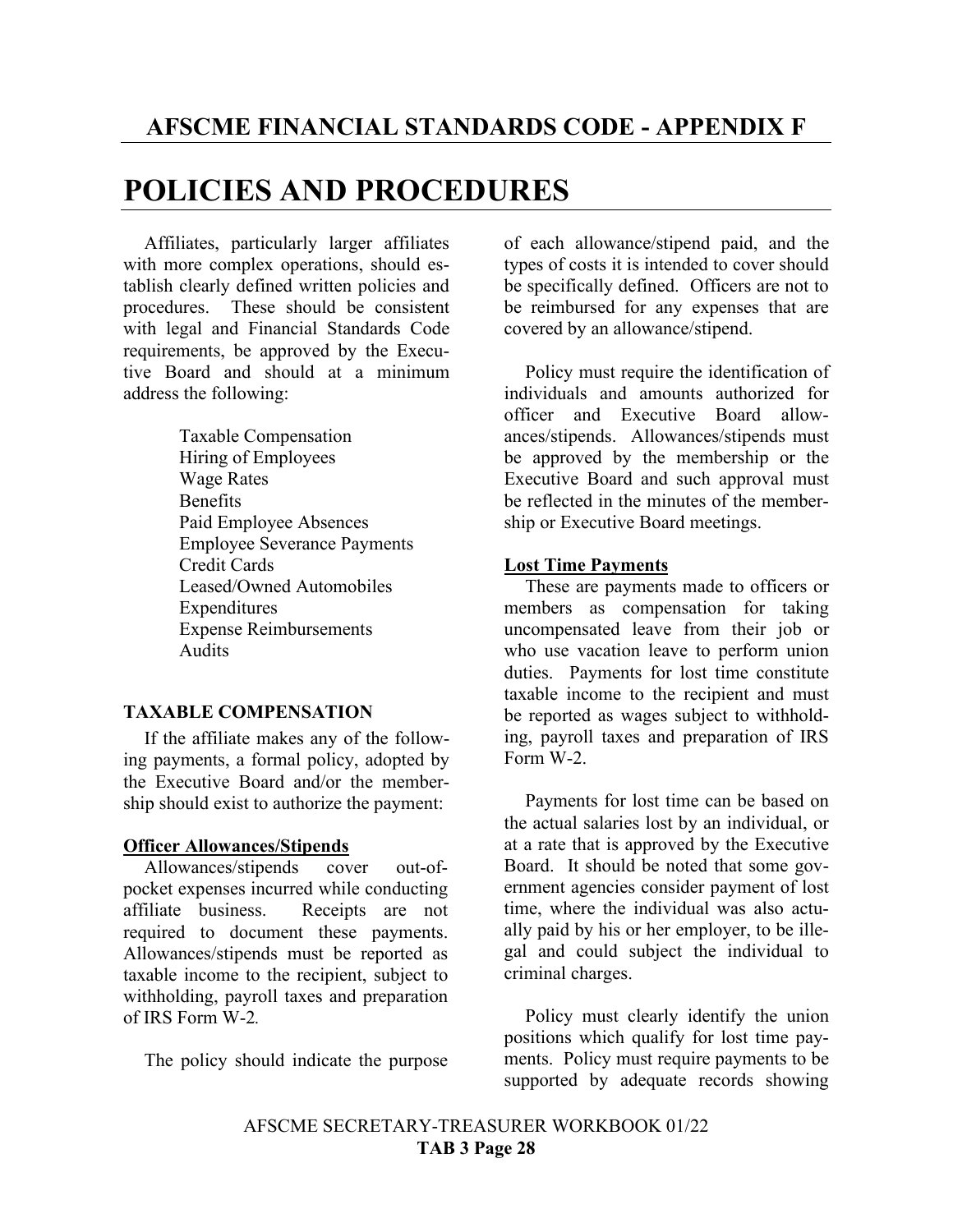## AFSCME FINANCIAL STANDARDS CODE - APPENDIX F

# POLICIES AND PROCEDURES

Affiliates, particularly larger affiliates with more complex operations, should establish clearly defined written policies and procedures. These should be consistent with legal and Financial Standards Code requirements, be approved by the Executive Board and should at a minimum address the following:

- Taxable Compensation
- Hiring of Employees
- Wage Rates
- Benefits
- Paid Employee Absences
- Employee Severance Payments
- Credit Cards
- Leased/Owned Automobiles
- Expenditures
- Expense Reimbursements
- Audits

### TAXABLE COMPENSATION

If the affiliate makes any of the following payments, a formal policy, adopted by the Executive Board and/or the membership should exist to authorize the payment:

**Officer Allowances/Stipends**

Allowances/stipends cover out-of-pocket expenses incurred while conducting affiliate business. Receipts are not required to document these payments. Allowances/stipends must be reported as taxable income to the recipient, subject to withholding, payroll taxes and preparation of IRS Form W-2.

The policy should indicate the purpose of each allowance/stipend paid, and the types of costs it is intended to cover should be specifically defined. Officers are not to be reimbursed for any expenses that are covered by an allowance/stipend.

Policy must require the identification of individuals and amounts authorized for officer and Executive Board allowances/stipends. Allowances/stipends must be approved by the membership or the Executive Board and such approval must be reflected in the minutes of the membership or Executive Board meetings.

**Lost Time Payments**

These are payments made to officers or members as compensation for taking uncompensated leave from their job or who use vacation leave to perform union duties. Payments for lost time constitute taxable income to the recipient and must be reported as wages subject to withholding, payroll taxes and preparation of IRS Form W-2.

Payments for lost time can be based on the actual salaries lost by an individual, or at a rate that is approved by the Executive Board. It should be noted that some government agencies consider payment of lost time, where the individual was also actually paid by his or her employer, to be illegal and could subject the individual to criminal charges.

Policy must clearly identify the union positions which qualify for lost time payments. Policy must require payments to be supported by adequate records showing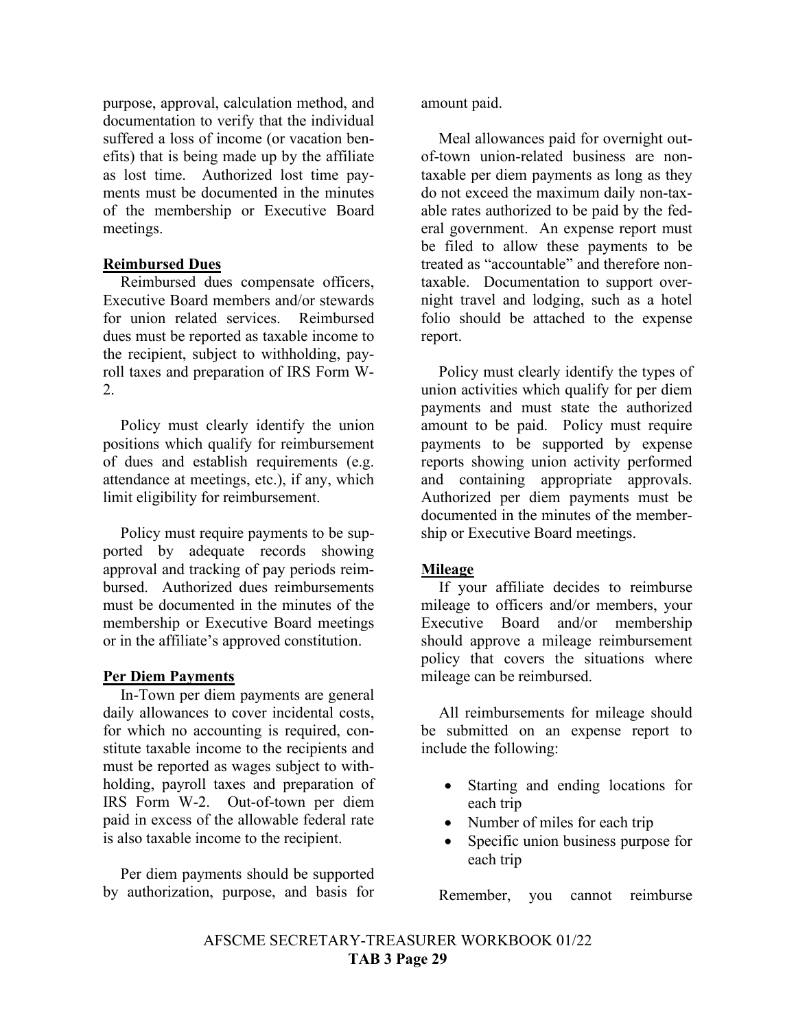purpose, approval, calculation method, and documentation to verify that the individual suffered a loss of income (or vacation benefits) that is being made up by the affiliate as lost time. Authorized lost time payments must be documented in the minutes of the membership or Executive Board meetings.

**Reimbursed Dues**

Reimbursed dues compensate officers, Executive Board members and/or stewards for union related services. Reimbursed dues must be reported as taxable income to the recipient, subject to withholding, payroll taxes and preparation of IRS Form W-2.

Policy must clearly identify the union positions which qualify for reimbursement of dues and establish requirements (e.g. attendance at meetings, etc.), if any, which limit eligibility for reimbursement.

Policy must require payments to be supported by adequate records showing approval and tracking of pay periods reimbursed. Authorized dues reimbursements must be documented in the minutes of the membership or Executive Board meetings or in the affiliate's approved constitution.

**Per Diem Payments**

In-Town per diem payments are general daily allowances to cover incidental costs, for which no accounting is required, constitute taxable income to the recipients and must be reported as wages subject to withholding, payroll taxes and preparation of IRS Form W-2. Out-of-town per diem paid in excess of the allowable federal rate is also taxable income to the recipient.

Per diem payments should be supported by authorization, purpose, and basis for amount paid.

Meal allowances paid for overnight out-of-town union-related business are non-taxable per diem payments as long as they do not exceed the maximum daily non-taxable rates authorized to be paid by the federal government. An expense report must be filed to allow these payments to be treated as "accountable" and therefore non-taxable. Documentation to support overnight travel and lodging, such as a hotel folio should be attached to the expense report.

Policy must clearly identify the types of union activities which qualify for per diem payments and must state the authorized amount to be paid. Policy must require payments to be supported by expense reports showing union activity performed and containing appropriate approvals. Authorized per diem payments must be documented in the minutes of the membership or Executive Board meetings.

**Mileage**

If your affiliate decides to reimburse mileage to officers and/or members, your Executive Board and/or membership should approve a mileage reimbursement policy that covers the situations where mileage can be reimbursed.

All reimbursements for mileage should be submitted on an expense report to include the following:

- Starting and ending locations for each trip
- Number of miles for each trip
- Specific union business purpose for each trip

Remember, you cannot reimburse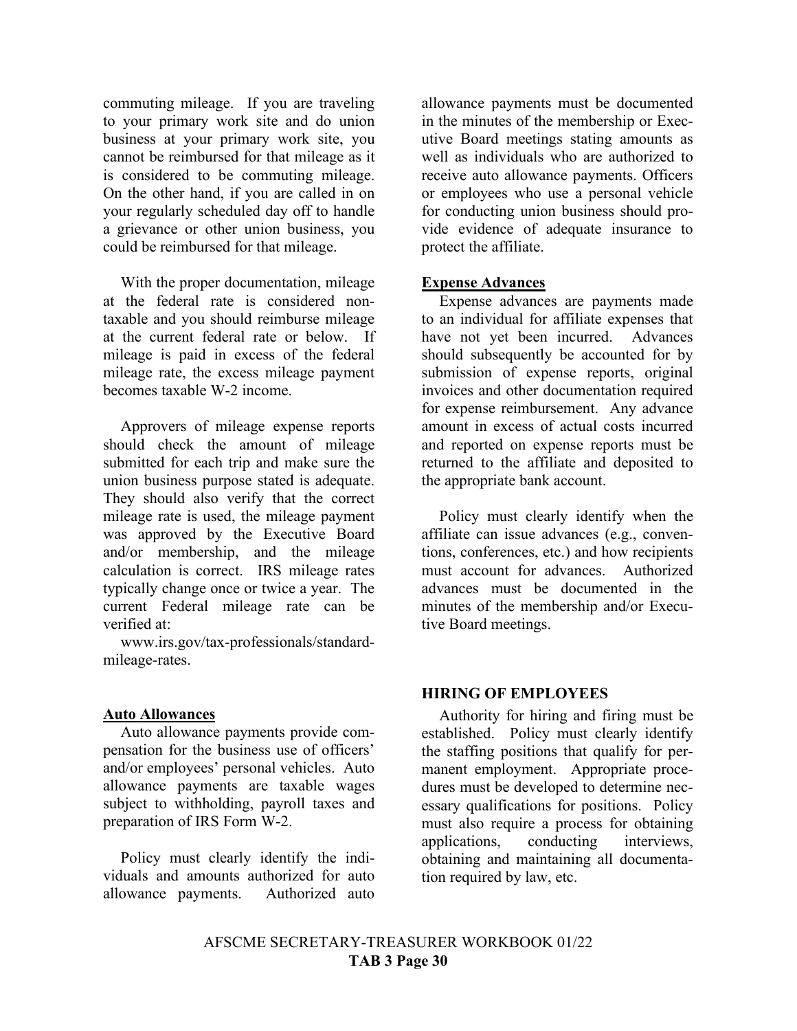commuting mileage. If you are traveling to your primary work site and do union business at your primary work site, you cannot be reimbursed for that mileage as it is considered to be commuting mileage. On the other hand, if you are called in on your regularly scheduled day off to handle a grievance or other union business, you could be reimbursed for that mileage.

With the proper documentation, mileage at the federal rate is considered non-taxable and you should reimburse mileage at the current federal rate or below. If mileage is paid in excess of the federal mileage rate, the excess mileage payment becomes taxable W-2 income.

Approvers of mileage expense reports should check the amount of mileage submitted for each trip and make sure the union business purpose stated is adequate. They should also verify that the correct mileage rate is used, the mileage payment was approved by the Executive Board and/or membership, and the mileage calculation is correct. IRS mileage rates typically change once or twice a year. The current Federal mileage rate can be verified at:

www.irs.gov/tax-professionals/standard-mileage-rates.

**Auto Allowances**

Auto allowance payments provide compensation for the business use of officers' and/or employees' personal vehicles. Auto allowance payments are taxable wages subject to withholding, payroll taxes and preparation of IRS Form W-2.

Policy must clearly identify the individuals and amounts authorized for auto allowance payments. Authorized auto allowance payments must be documented in the minutes of the membership or Executive Board meetings stating amounts as well as individuals who are authorized to receive auto allowance payments. Officers or employees who use a personal vehicle for conducting union business should provide evidence of adequate insurance to protect the affiliate.

**Expense Advances**

Expense advances are payments made to an individual for affiliate expenses that have not yet been incurred. Advances should subsequently be accounted for by submission of expense reports, original invoices and other documentation required for expense reimbursement. Any advance amount in excess of actual costs incurred and reported on expense reports must be returned to the affiliate and deposited to the appropriate bank account.

Policy must clearly identify when the affiliate can issue advances (e.g., conventions, conferences, etc.) and how recipients must account for advances. Authorized advances must be documented in the minutes of the membership and/or Executive Board meetings.

## HIRING OF EMPLOYEES

Authority for hiring and firing must be established. Policy must clearly identify the staffing positions that qualify for permanent employment. Appropriate procedures must be developed to determine necessary qualifications for positions. Policy must also require a process for obtaining applications, conducting interviews, obtaining and maintaining all documentation required by law, etc.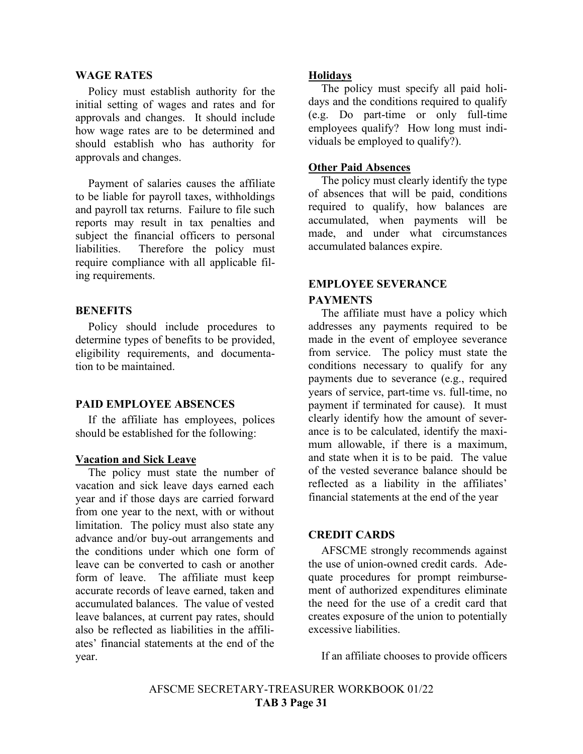## WAGE RATES

Policy must establish authority for the initial setting of wages and rates and for approvals and changes. It should include how wage rates are to be determined and should establish who has authority for approvals and changes.

Payment of salaries causes the affiliate to be liable for payroll taxes, withholdings and payroll tax returns. Failure to file such reports may result in tax penalties and subject the financial officers to personal liabilities. Therefore the policy must require compliance with all applicable filing requirements.

## BENEFITS

Policy should include procedures to determine types of benefits to be provided, eligibility requirements, and documentation to be maintained.

## PAID EMPLOYEE ABSENCES

If the affiliate has employees, polices should be established for the following:

### Vacation and Sick Leave

The policy must state the number of vacation and sick leave days earned each year and if those days are carried forward from one year to the next, with or without limitation. The policy must also state any advance and/or buy-out arrangements and the conditions under which one form of leave can be converted to cash or another form of leave. The affiliate must keep accurate records of leave earned, taken and accumulated balances. The value of vested leave balances, at current pay rates, should also be reflected as liabilities in the affiliates' financial statements at the end of the year.

### Holidays

The policy must specify all paid holidays and the conditions required to qualify (e.g. Do part-time or only full-time employees qualify? How long must individuals be employed to qualify?).

### Other Paid Absences

The policy must clearly identify the type of absences that will be paid, conditions required to qualify, how balances are accumulated, when payments will be made, and under what circumstances accumulated balances expire.

## EMPLOYEE SEVERANCE PAYMENTS

The affiliate must have a policy which addresses any payments required to be made in the event of employee severance from service. The policy must state the conditions necessary to qualify for any payments due to severance (e.g., required years of service, part-time vs. full-time, no payment if terminated for cause). It must clearly identify how the amount of severance is to be calculated, identify the maximum allowable, if there is a maximum, and state when it is to be paid. The value of the vested severance balance should be reflected as a liability in the affiliates' financial statements at the end of the year

## CREDIT CARDS

AFSCME strongly recommends against the use of union-owned credit cards. Adequate procedures for prompt reimbursement of authorized expenditures eliminate the need for the use of a credit card that creates exposure of the union to potentially excessive liabilities.

If an affiliate chooses to provide officers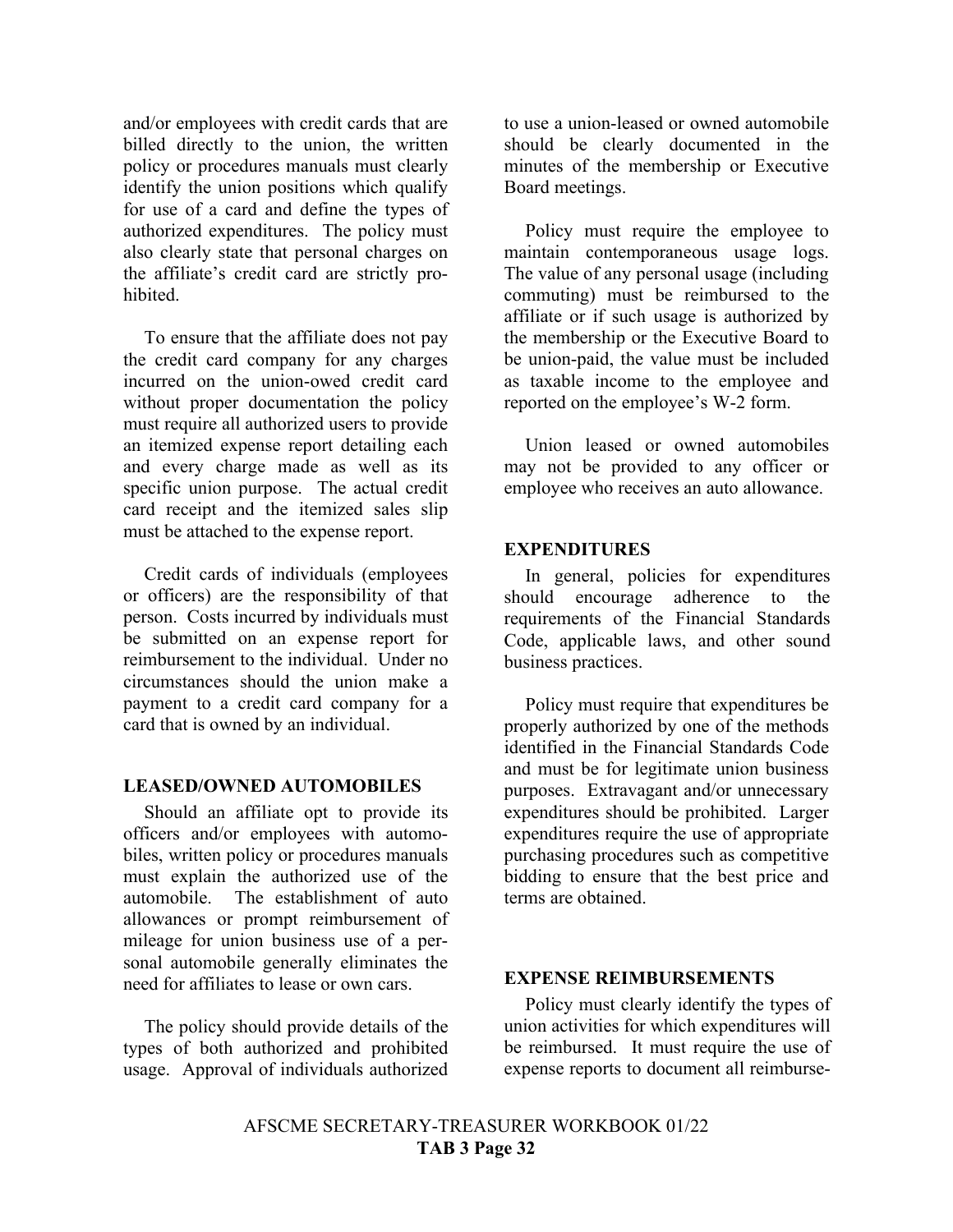and/or employees with credit cards that are billed directly to the union, the written policy or procedures manuals must clearly identify the union positions which qualify for use of a card and define the types of authorized expenditures. The policy must also clearly state that personal charges on the affiliate's credit card are strictly prohibited.

To ensure that the affiliate does not pay the credit card company for any charges incurred on the union-owed credit card without proper documentation the policy must require all authorized users to provide an itemized expense report detailing each and every charge made as well as its specific union purpose. The actual credit card receipt and the itemized sales slip must be attached to the expense report.

Credit cards of individuals (employees or officers) are the responsibility of that person. Costs incurred by individuals must be submitted on an expense report for reimbursement to the individual. Under no circumstances should the union make a payment to a credit card company for a card that is owned by an individual.

**LEASED/OWNED AUTOMOBILES**

Should an affiliate opt to provide its officers and/or employees with automobiles, written policy or procedures manuals must explain the authorized use of the automobile. The establishment of auto allowances or prompt reimbursement of mileage for union business use of a personal automobile generally eliminates the need for affiliates to lease or own cars.

The policy should provide details of the types of both authorized and prohibited usage. Approval of individuals authorized to use a union-leased or owned automobile should be clearly documented in the minutes of the membership or Executive Board meetings.

Policy must require the employee to maintain contemporaneous usage logs. The value of any personal usage (including commuting) must be reimbursed to the affiliate or if such usage is authorized by the membership or the Executive Board to be union-paid, the value must be included as taxable income to the employee and reported on the employee's W-2 form.

Union leased or owned automobiles may not be provided to any officer or employee who receives an auto allowance.

**EXPENDITURES**

In general, policies for expenditures should encourage adherence to the requirements of the Financial Standards Code, applicable laws, and other sound business practices.

Policy must require that expenditures be properly authorized by one of the methods identified in the Financial Standards Code and must be for legitimate union business purposes. Extravagant and/or unnecessary expenditures should be prohibited. Larger expenditures require the use of appropriate purchasing procedures such as competitive bidding to ensure that the best price and terms are obtained.

**EXPENSE REIMBURSEMENTS**

Policy must clearly identify the types of union activities for which expenditures will be reimbursed. It must require the use of expense reports to document all reimburse-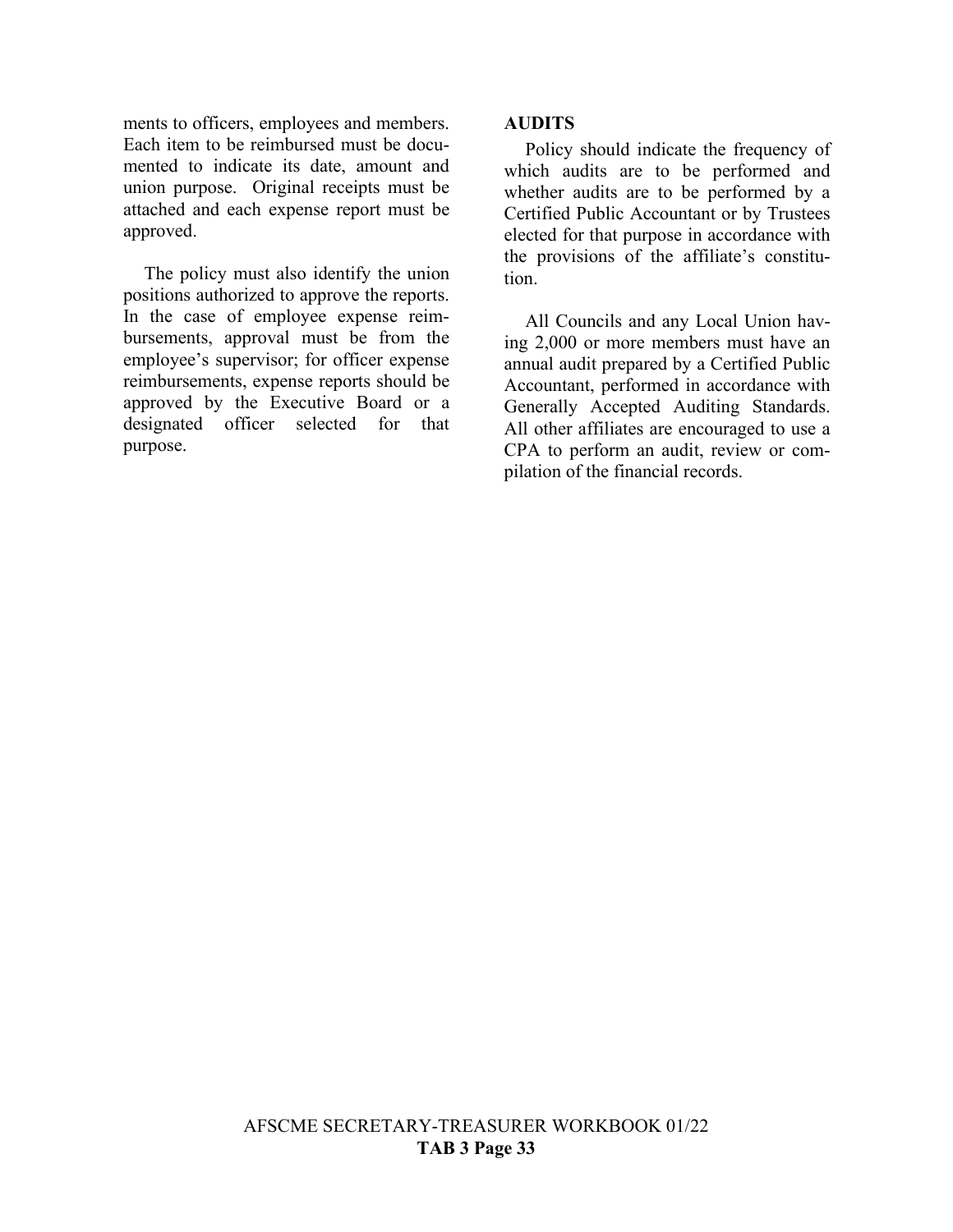ments to officers, employees and members. Each item to be reimbursed must be documented to indicate its date, amount and union purpose. Original receipts must be attached and each expense report must be approved.

The policy must also identify the union positions authorized to approve the reports. In the case of employee expense reimbursements, approval must be from the employee's supervisor; for officer expense reimbursements, expense reports should be approved by the Executive Board or a designated officer selected for that purpose.

**AUDITS**

Policy should indicate the frequency of which audits are to be performed and whether audits are to be performed by a Certified Public Accountant or by Trustees elected for that purpose in accordance with the provisions of the affiliate's constitution.

All Councils and any Local Union having 2,000 or more members must have an annual audit prepared by a Certified Public Accountant, performed in accordance with Generally Accepted Auditing Standards. All other affiliates are encouraged to use a CPA to perform an audit, review or compilation of the financial records.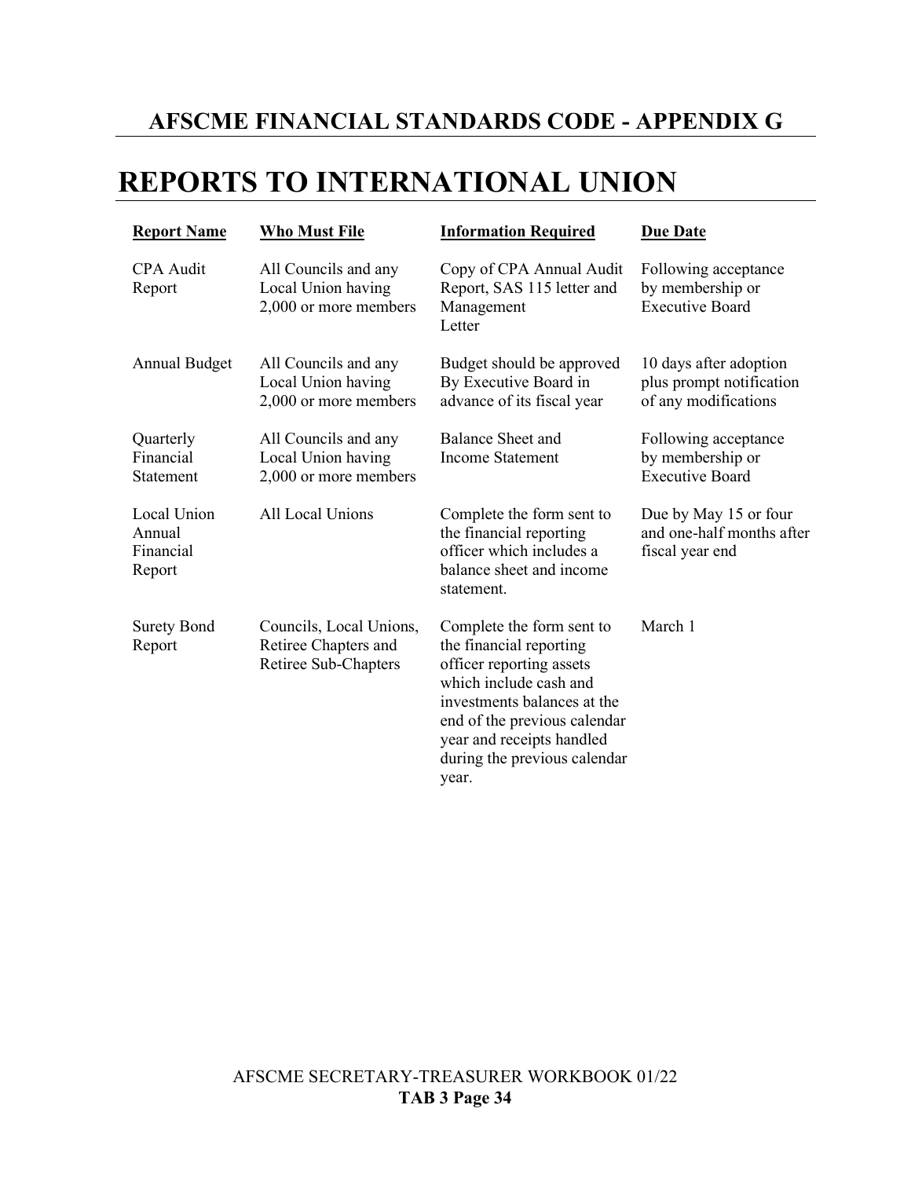## AFSCME FINANCIAL STANDARDS CODE - APPENDIX G

# REPORTS TO INTERNATIONAL UNION

| Report Name | Who Must File | Information Required | Due Date |
|---|---|---|---|
| CPA Audit Report | All Councils and any Local Union having 2,000 or more members | Copy of CPA Annual Audit Report, SAS 115 letter and Management Letter | Following acceptance by membership or Executive Board |
| Annual Budget | All Councils and any Local Union having 2,000 or more members | Budget should be approved By Executive Board in advance of its fiscal year | 10 days after adoption plus prompt notification of any modifications |
| Quarterly Financial Statement | All Councils and any Local Union having 2,000 or more members | Balance Sheet and Income Statement | Following acceptance by membership or Executive Board |
| Local Union Annual Financial Report | All Local Unions | Complete the form sent to the financial reporting officer which includes a balance sheet and income statement. | Due by May 15 or four and one-half months after fiscal year end |
| Surety Bond Report | Councils, Local Unions, Retiree Chapters and Retiree Sub-Chapters | Complete the form sent to the financial reporting officer reporting assets which include cash and investments balances at the end of the previous calendar year and receipts handled during the previous calendar year. | March 1 |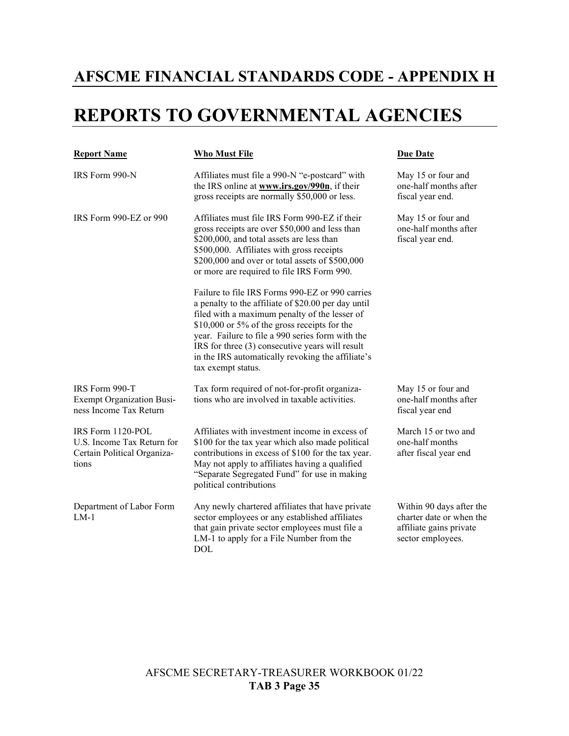# AFSCME FINANCIAL STANDARDS CODE - APPENDIX H

# REPORTS TO GOVERNMENTAL AGENCIES

| Report Name | Who Must File | Due Date |
|---|---|---|
| IRS Form 990-N | Affiliates must file a 990-N "e-postcard" with the IRS online at **www.irs.gov/990n**, if their gross receipts are normally $50,000 or less. | May 15 or four and one-half months after fiscal year end. |
| IRS Form 990-EZ or 990 | Affiliates must file IRS Form 990-EZ if their gross receipts are over $50,000 and less than $200,000, and total assets are less than $500,000. Affiliates with gross receipts $200,000 and over or total assets of $500,000 or more are required to file IRS Form 990.<br><br>Failure to file IRS Forms 990-EZ or 990 carries a penalty to the affiliate of $20.00 per day until filed with a maximum penalty of the lesser of $10,000 or 5% of the gross receipts for the year. Failure to file a 990 series form with the IRS for three (3) consecutive years will result in the IRS automatically revoking the affiliate's tax exempt status. | May 15 or four and one-half months after fiscal year end. |
| IRS Form 990-T Exempt Organization Business Income Tax Return | Tax form required of not-for-profit organizations who are involved in taxable activities. | May 15 or four and one-half months after fiscal year end |
| IRS Form 1120-POL U.S. Income Tax Return for Certain Political Organizations | Affiliates with investment income in excess of $100 for the tax year which also made political contributions in excess of $100 for the tax year. May not apply to affiliates having a qualified "Separate Segregated Fund" for use in making political contributions | March 15 or two and one-half months after fiscal year end |
| Department of Labor Form LM-1 | Any newly chartered affiliates that have private sector employees or any established affiliates that gain private sector employees must file a LM-1 to apply for a File Number from the DOL | Within 90 days after the charter date or when the affiliate gains private sector employees. |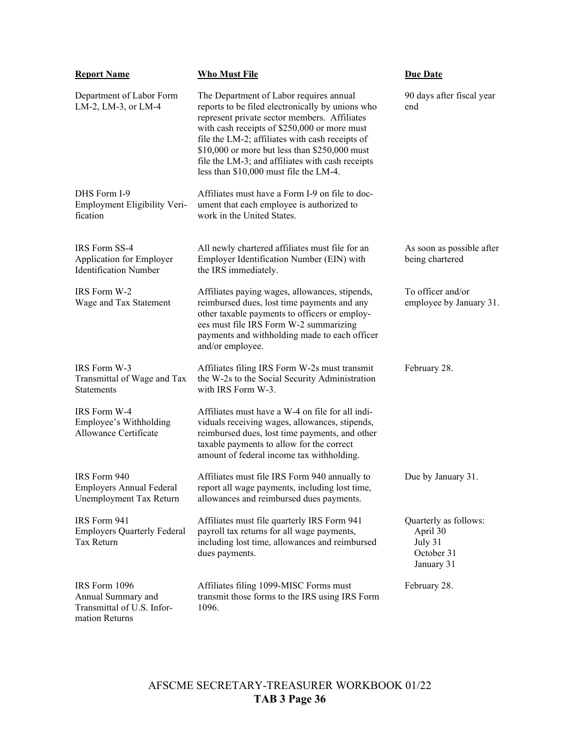| Report Name | Who Must File | Due Date |
|---|---|---|
| Department of Labor Form LM-2, LM-3, or LM-4 | The Department of Labor requires annual reports to be filed electronically by unions who represent private sector members. Affiliates with cash receipts of $250,000 or more must file the LM-2; affiliates with cash receipts of $10,000 or more but less than $250,000 must file the LM-3; and affiliates with cash receipts less than $10,000 must file the LM-4. | 90 days after fiscal year end |
| DHS Form I-9 Employment Eligibility Verification | Affiliates must have a Form I-9 on file to document that each employee is authorized to work in the United States. | |
| IRS Form SS-4 Application for Employer Identification Number | All newly chartered affiliates must file for an Employer Identification Number (EIN) with the IRS immediately. | As soon as possible after being chartered |
| IRS Form W-2 Wage and Tax Statement | Affiliates paying wages, allowances, stipends, reimbursed dues, lost time payments and any other taxable payments to officers or employees must file IRS Form W-2 summarizing payments and withholding made to each officer and/or employee. | To officer and/or employee by January 31. |
| IRS Form W-3 Transmittal of Wage and Tax Statements | Affiliates filing IRS Form W-2s must transmit the W-2s to the Social Security Administration with IRS Form W-3. | February 28. |
| IRS Form W-4 Employee's Withholding Allowance Certificate | Affiliates must have a W-4 on file for all individuals receiving wages, allowances, stipends, reimbursed dues, lost time payments, and other taxable payments to allow for the correct amount of federal income tax withholding. | |
| IRS Form 940 Employers Annual Federal Unemployment Tax Return | Affiliates must file IRS Form 940 annually to report all wage payments, including lost time, allowances and reimbursed dues payments. | Due by January 31. |
| IRS Form 941 Employers Quarterly Federal Tax Return | Affiliates must file quarterly IRS Form 941 payroll tax returns for all wage payments, including lost time, allowances and reimbursed dues payments. | Quarterly as follows: April 30, July 31, October 31, January 31 |
| IRS Form 1096 Annual Summary and Transmittal of U.S. Information Returns | Affiliates filing 1099-MISC Forms must transmit those forms to the IRS using IRS Form 1096. | February 28. |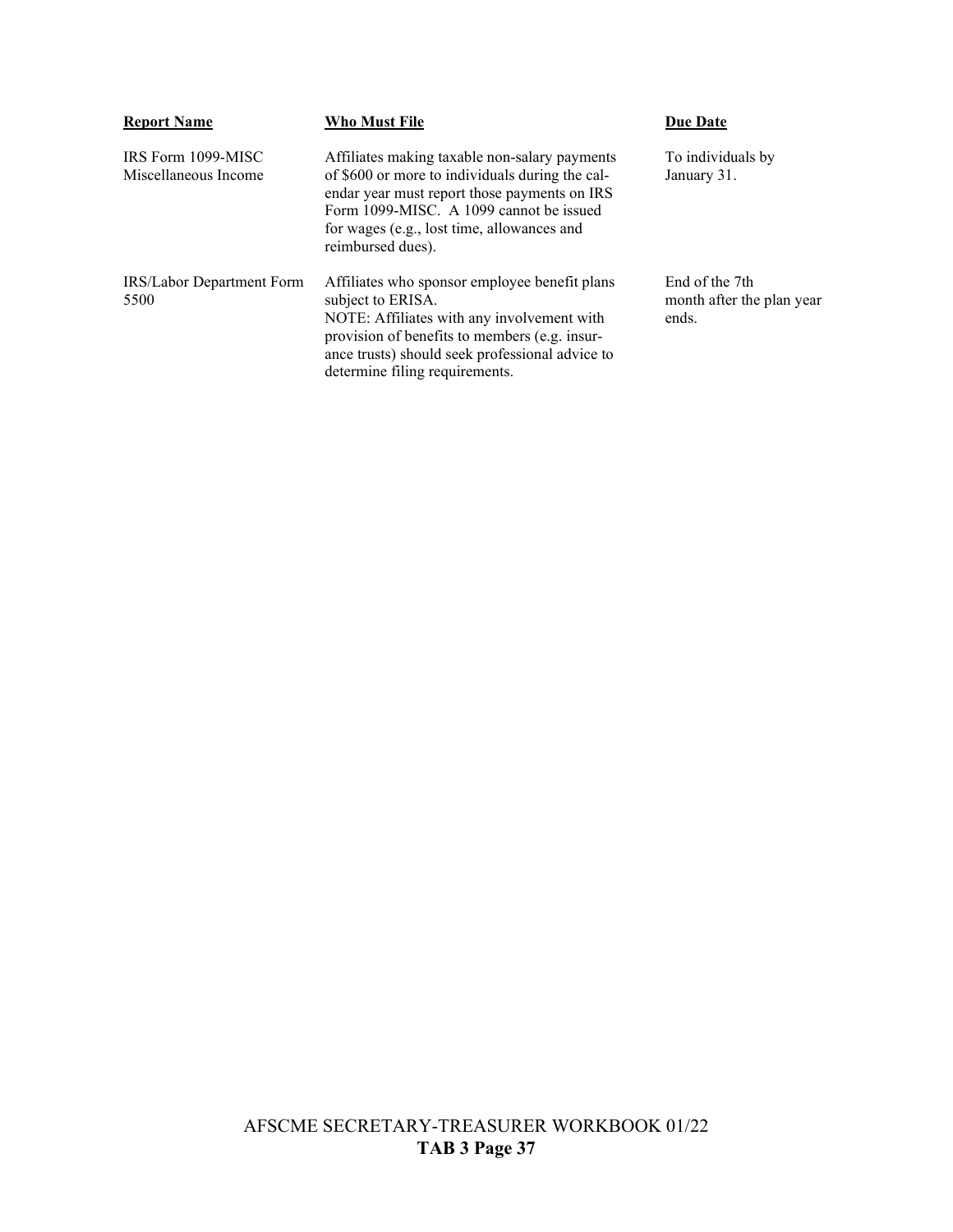| Report Name | Who Must File | Due Date |
|---|---|---|
| IRS Form 1099-MISC Miscellaneous Income | Affiliates making taxable non-salary payments of $600 or more to individuals during the calendar year must report those payments on IRS Form 1099-MISC. A 1099 cannot be issued for wages (e.g., lost time, allowances and reimbursed dues). | To individuals by January 31. |
| IRS/Labor Department Form 5500 | Affiliates who sponsor employee benefit plans subject to ERISA. NOTE: Affiliates with any involvement with provision of benefits to members (e.g. insurance trusts) should seek professional advice to determine filing requirements. | End of the 7th month after the plan year ends. |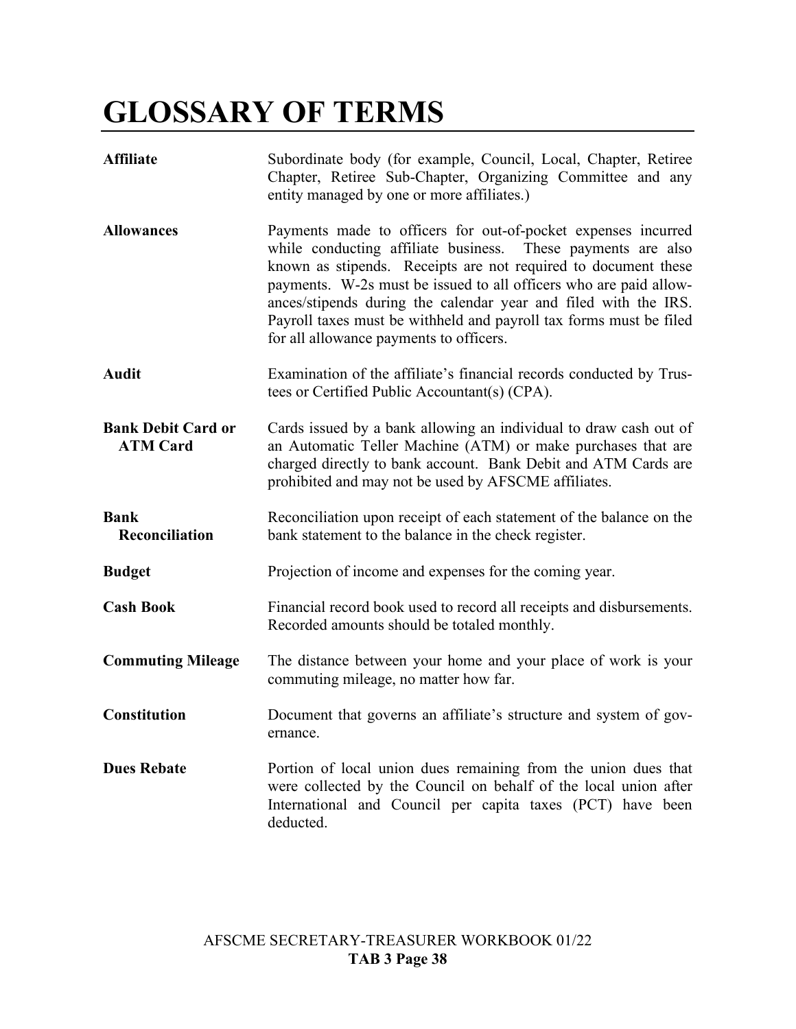# GLOSSARY OF TERMS

**Affiliate** Subordinate body (for example, Council, Local, Chapter, Retiree Chapter, Retiree Sub-Chapter, Organizing Committee and any entity managed by one or more affiliates.)

**Allowances** Payments made to officers for out-of-pocket expenses incurred while conducting affiliate business. These payments are also known as stipends. Receipts are not required to document these payments. W-2s must be issued to all officers who are paid allowances/stipends during the calendar year and filed with the IRS. Payroll taxes must be withheld and payroll tax forms must be filed for all allowance payments to officers.

**Audit** Examination of the affiliate's financial records conducted by Trustees or Certified Public Accountant(s) (CPA).

**Bank Debit Card or ATM Card** Cards issued by a bank allowing an individual to draw cash out of an Automatic Teller Machine (ATM) or make purchases that are charged directly to bank account. Bank Debit and ATM Cards are prohibited and may not be used by AFSCME affiliates.

**Bank Reconciliation** Reconciliation upon receipt of each statement of the balance on the bank statement to the balance in the check register.

**Budget** Projection of income and expenses for the coming year.

**Cash Book** Financial record book used to record all receipts and disbursements. Recorded amounts should be totaled monthly.

**Commuting Mileage** The distance between your home and your place of work is your commuting mileage, no matter how far.

**Constitution** Document that governs an affiliate's structure and system of governance.

**Dues Rebate** Portion of local union dues remaining from the union dues that were collected by the Council on behalf of the local union after International and Council per capita taxes (PCT) have been deducted.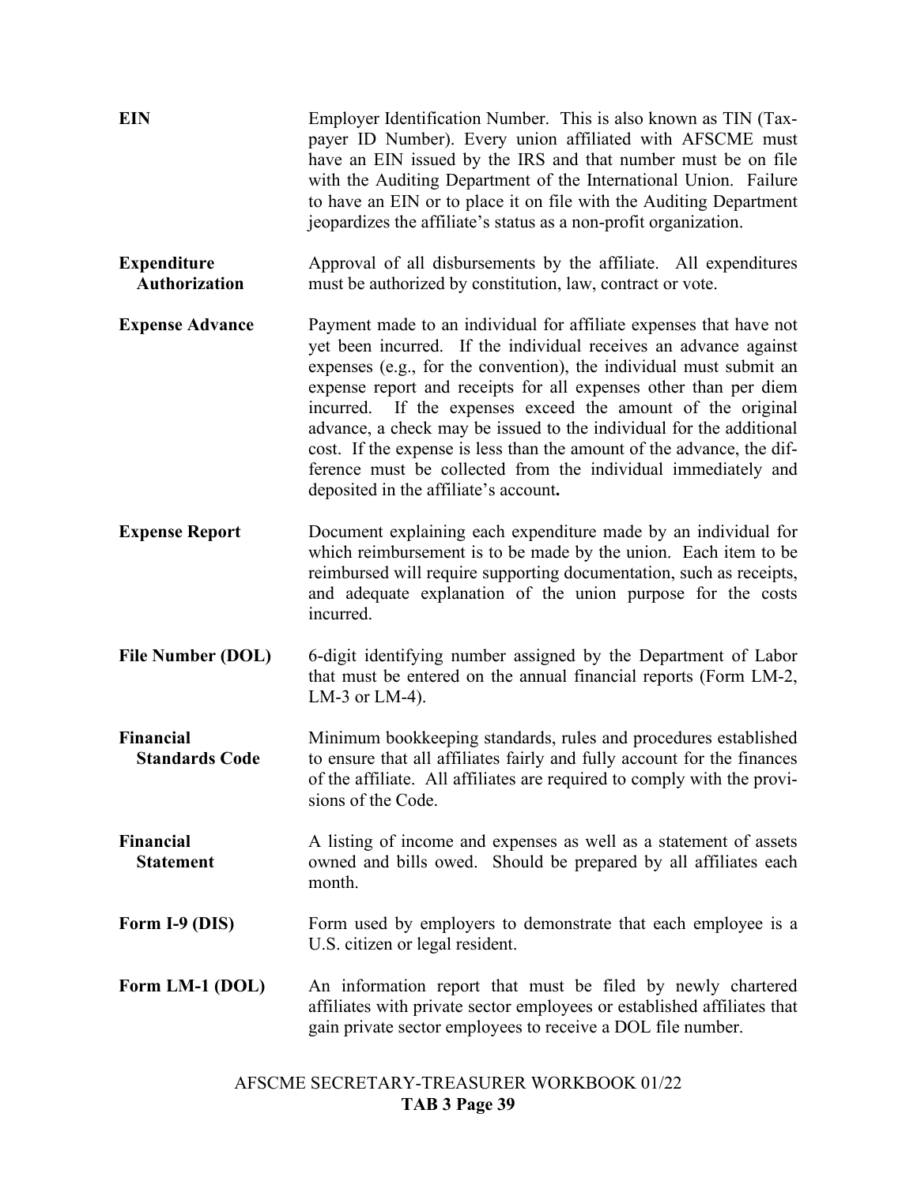**EIN** Employer Identification Number. This is also known as TIN (Taxpayer ID Number). Every union affiliated with AFSCME must have an EIN issued by the IRS and that number must be on file with the Auditing Department of the International Union. Failure to have an EIN or to place it on file with the Auditing Department jeopardizes the affiliate's status as a non-profit organization.

**Expenditure Authorization** Approval of all disbursements by the affiliate. All expenditures must be authorized by constitution, law, contract or vote.

**Expense Advance** Payment made to an individual for affiliate expenses that have not yet been incurred. If the individual receives an advance against expenses (e.g., for the convention), the individual must submit an expense report and receipts for all expenses other than per diem incurred. If the expenses exceed the amount of the original advance, a check may be issued to the individual for the additional cost. If the expense is less than the amount of the advance, the difference must be collected from the individual immediately and deposited in the affiliate's account**.**

**Expense Report** Document explaining each expenditure made by an individual for which reimbursement is to be made by the union. Each item to be reimbursed will require supporting documentation, such as receipts, and adequate explanation of the union purpose for the costs incurred.

**File Number (DOL)** 6-digit identifying number assigned by the Department of Labor that must be entered on the annual financial reports (Form LM-2, LM-3 or LM-4).

**Financial Standards Code** Minimum bookkeeping standards, rules and procedures established to ensure that all affiliates fairly and fully account for the finances of the affiliate. All affiliates are required to comply with the provisions of the Code.

**Financial Statement** A listing of income and expenses as well as a statement of assets owned and bills owed. Should be prepared by all affiliates each month.

**Form I-9 (DIS)** Form used by employers to demonstrate that each employee is a U.S. citizen or legal resident.

**Form LM-1 (DOL)** An information report that must be filed by newly chartered affiliates with private sector employees or established affiliates that gain private sector employees to receive a DOL file number.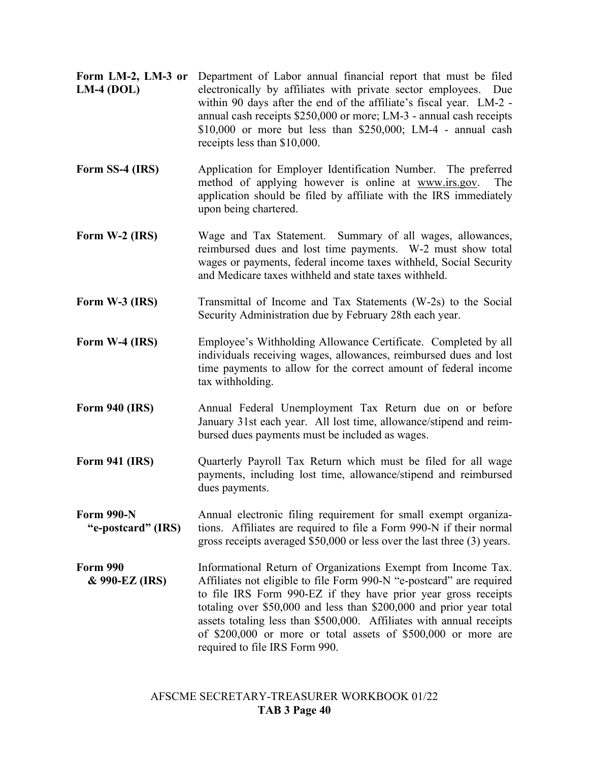**Form LM-2, LM-3 or LM-4 (DOL)** Department of Labor annual financial report that must be filed electronically by affiliates with private sector employees. Due within 90 days after the end of the affiliate's fiscal year. LM-2 - annual cash receipts $250,000 or more; LM-3 - annual cash receipts $10,000 or more but less than $250,000; LM-4 - annual cash receipts less than $10,000.

**Form SS-4 (IRS)** Application for Employer Identification Number. The preferred method of applying however is online at www.irs.gov. The application should be filed by affiliate with the IRS immediately upon being chartered.

**Form W-2 (IRS)** Wage and Tax Statement. Summary of all wages, allowances, reimbursed dues and lost time payments. W-2 must show total wages or payments, federal income taxes withheld, Social Security and Medicare taxes withheld and state taxes withheld.

**Form W-3 (IRS)** Transmittal of Income and Tax Statements (W-2s) to the Social Security Administration due by February 28th each year.

**Form W-4 (IRS)** Employee's Withholding Allowance Certificate. Completed by all individuals receiving wages, allowances, reimbursed dues and lost time payments to allow for the correct amount of federal income tax withholding.

**Form 940 (IRS)** Annual Federal Unemployment Tax Return due on or before January 31st each year. All lost time, allowance/stipend and reimbursed dues payments must be included as wages.

**Form 941 (IRS)** Quarterly Payroll Tax Return which must be filed for all wage payments, including lost time, allowance/stipend and reimbursed dues payments.

**Form 990-N "e-postcard" (IRS)** Annual electronic filing requirement for small exempt organizations. Affiliates are required to file a Form 990-N if their normal gross receipts averaged $50,000 or less over the last three (3) years.

**Form 990 & 990-EZ (IRS)** Informational Return of Organizations Exempt from Income Tax. Affiliates not eligible to file Form 990-N "e-postcard" are required to file IRS Form 990-EZ if they have prior year gross receipts totaling over $50,000 and less than $200,000 and prior year total assets totaling less than $500,000. Affiliates with annual receipts of $200,000 or more or total assets of $500,000 or more are required to file IRS Form 990.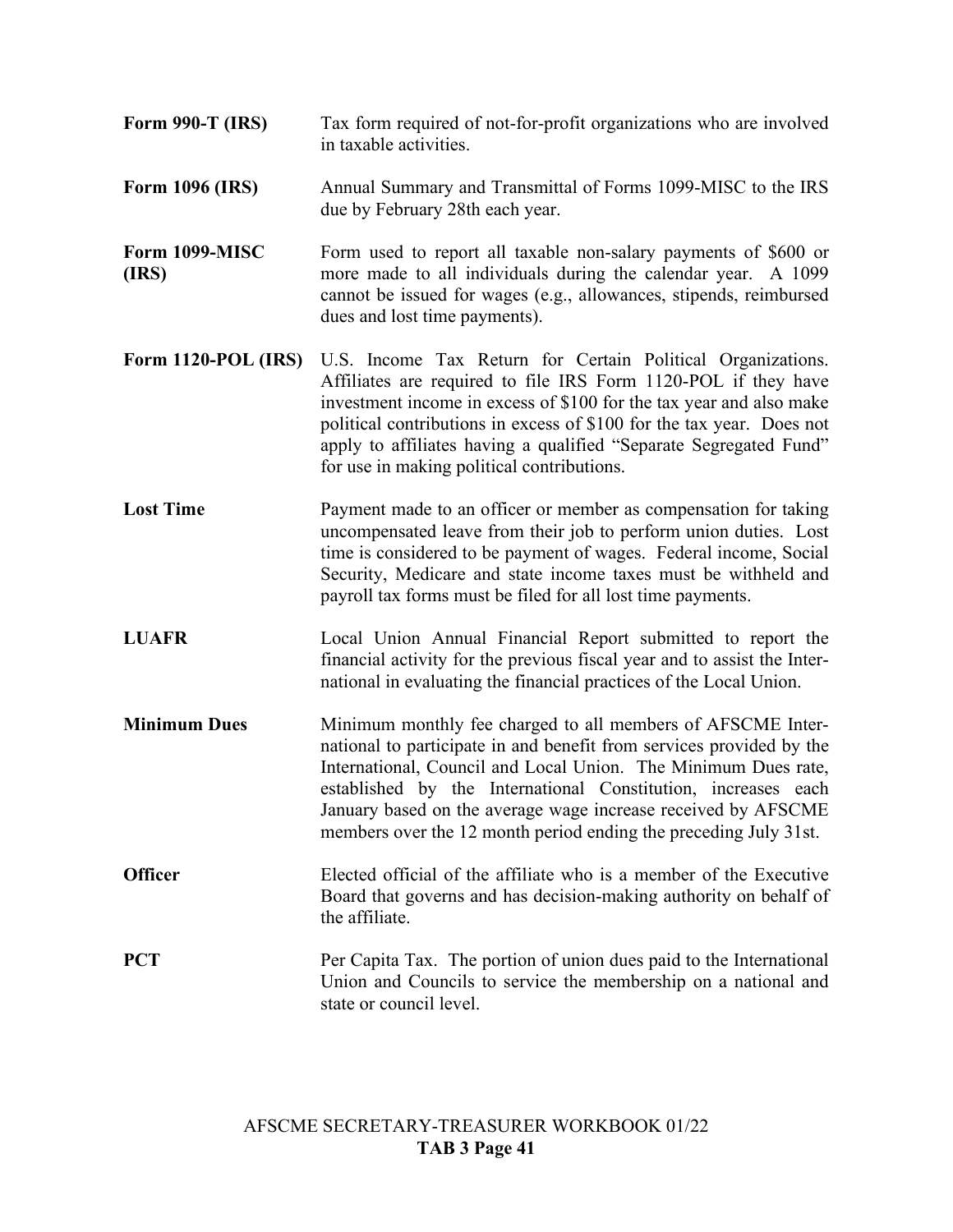**Form 990-T (IRS)** Tax form required of not-for-profit organizations who are involved in taxable activities.

**Form 1096 (IRS)** Annual Summary and Transmittal of Forms 1099-MISC to the IRS due by February 28th each year.

**Form 1099-MISC (IRS)** Form used to report all taxable non-salary payments of $600 or more made to all individuals during the calendar year. A 1099 cannot be issued for wages (e.g., allowances, stipends, reimbursed dues and lost time payments).

**Form 1120-POL (IRS)** U.S. Income Tax Return for Certain Political Organizations. Affiliates are required to file IRS Form 1120-POL if they have investment income in excess of $100 for the tax year and also make political contributions in excess of $100 for the tax year. Does not apply to affiliates having a qualified "Separate Segregated Fund" for use in making political contributions.

**Lost Time** Payment made to an officer or member as compensation for taking uncompensated leave from their job to perform union duties. Lost time is considered to be payment of wages. Federal income, Social Security, Medicare and state income taxes must be withheld and payroll tax forms must be filed for all lost time payments.

**LUAFR** Local Union Annual Financial Report submitted to report the financial activity for the previous fiscal year and to assist the International in evaluating the financial practices of the Local Union.

**Minimum Dues** Minimum monthly fee charged to all members of AFSCME International to participate in and benefit from services provided by the International, Council and Local Union. The Minimum Dues rate, established by the International Constitution, increases each January based on the average wage increase received by AFSCME members over the 12 month period ending the preceding July 31st.

**Officer** Elected official of the affiliate who is a member of the Executive Board that governs and has decision-making authority on behalf of the affiliate.

**PCT** Per Capita Tax. The portion of union dues paid to the International Union and Councils to service the membership on a national and state or council level.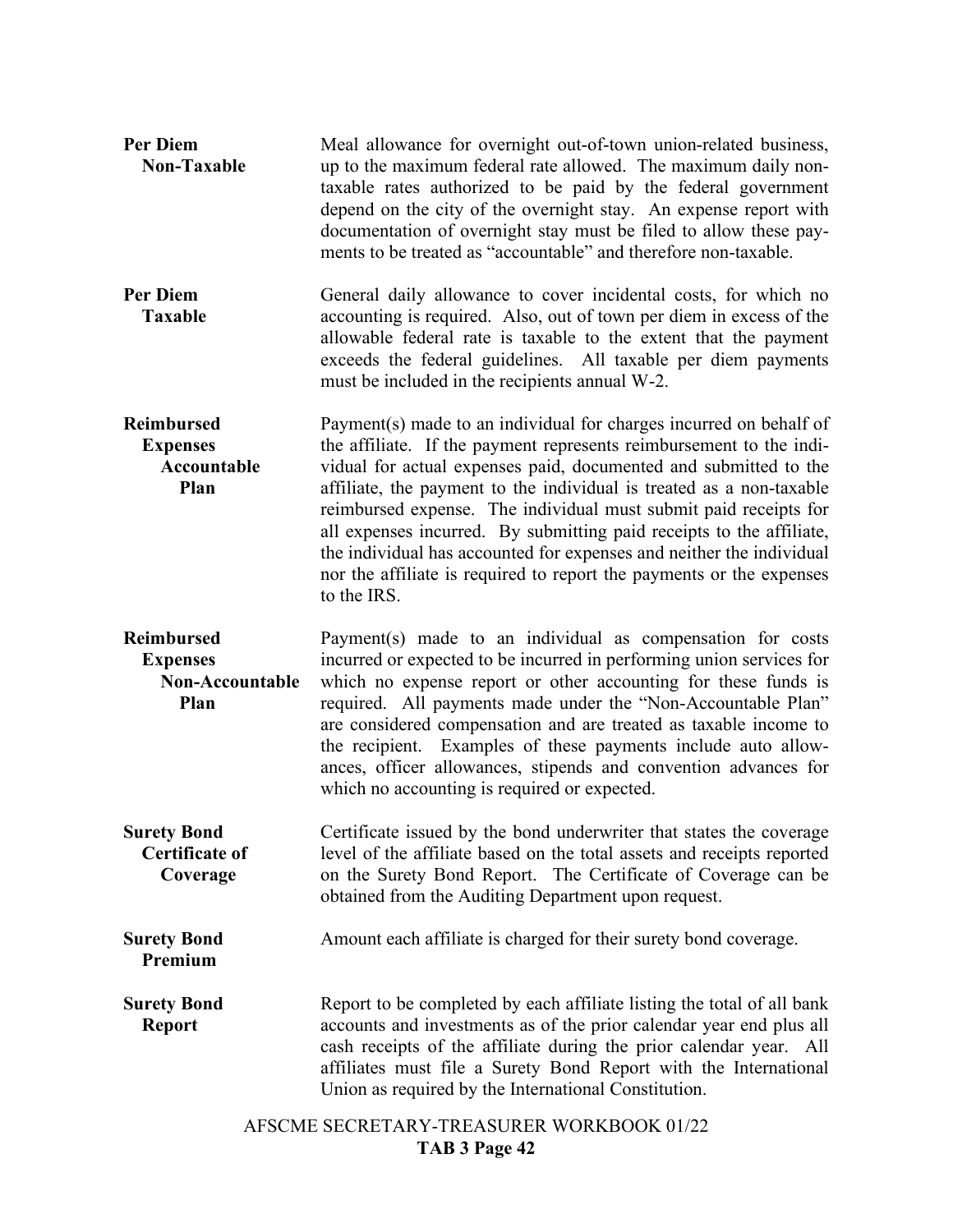**Per Diem Non-Taxable**

Meal allowance for overnight out-of-town union-related business, up to the maximum federal rate allowed. The maximum daily non-taxable rates authorized to be paid by the federal government depend on the city of the overnight stay. An expense report with documentation of overnight stay must be filed to allow these payments to be treated as "accountable" and therefore non-taxable.

**Per Diem Taxable**

General daily allowance to cover incidental costs, for which no accounting is required. Also, out of town per diem in excess of the allowable federal rate is taxable to the extent that the payment exceeds the federal guidelines. All taxable per diem payments must be included in the recipients annual W-2.

**Reimbursed Expenses Accountable Plan**

Payment(s) made to an individual for charges incurred on behalf of the affiliate. If the payment represents reimbursement to the individual for actual expenses paid, documented and submitted to the affiliate, the payment to the individual is treated as a non-taxable reimbursed expense. The individual must submit paid receipts for all expenses incurred. By submitting paid receipts to the affiliate, the individual has accounted for expenses and neither the individual nor the affiliate is required to report the payments or the expenses to the IRS.

**Reimbursed Expenses Non-Accountable Plan**

Payment(s) made to an individual as compensation for costs incurred or expected to be incurred in performing union services for which no expense report or other accounting for these funds is required. All payments made under the "Non-Accountable Plan" are considered compensation and are treated as taxable income to the recipient. Examples of these payments include auto allowances, officer allowances, stipends and convention advances for which no accounting is required or expected.

**Surety Bond Certificate of Coverage**

Certificate issued by the bond underwriter that states the coverage level of the affiliate based on the total assets and receipts reported on the Surety Bond Report. The Certificate of Coverage can be obtained from the Auditing Department upon request.

**Surety Bond Premium**

Amount each affiliate is charged for their surety bond coverage.

**Surety Bond Report**

Report to be completed by each affiliate listing the total of all bank accounts and investments as of the prior calendar year end plus all cash receipts of the affiliate during the prior calendar year. All affiliates must file a Surety Bond Report with the International Union as required by the International Constitution.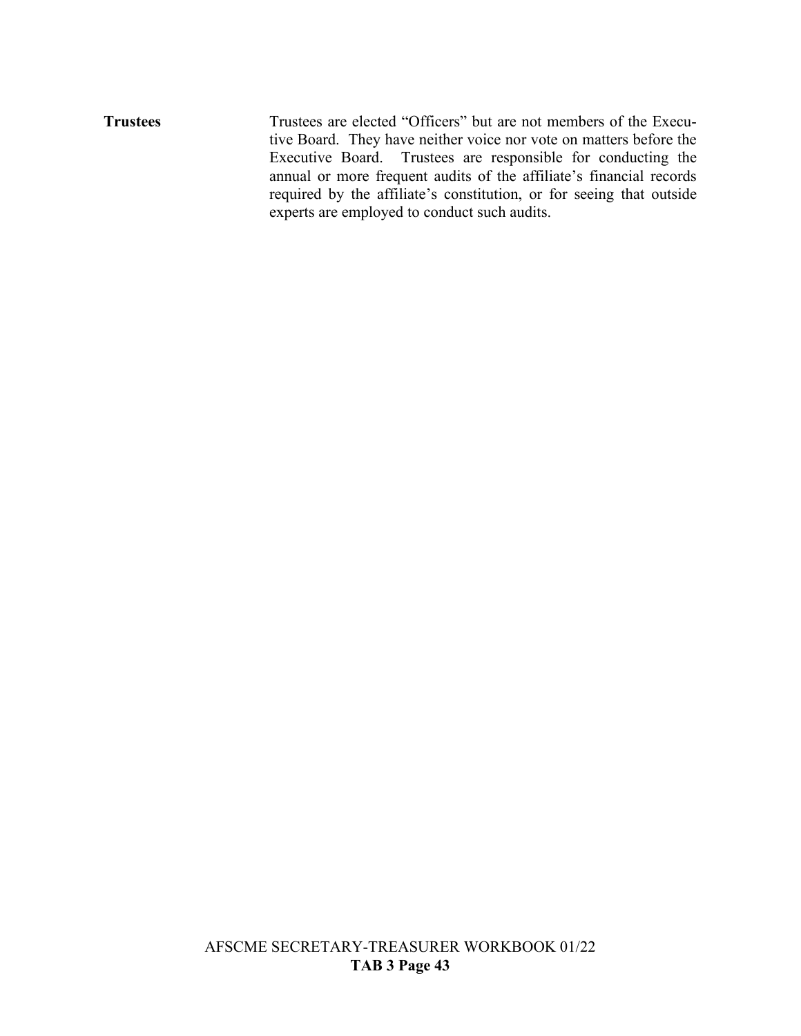**Trustees**

Trustees are elected "Officers" but are not members of the Executive Board. They have neither voice nor vote on matters before the Executive Board. Trustees are responsible for conducting the annual or more frequent audits of the affiliate's financial records required by the affiliate's constitution, or for seeing that outside experts are employed to conduct such audits.